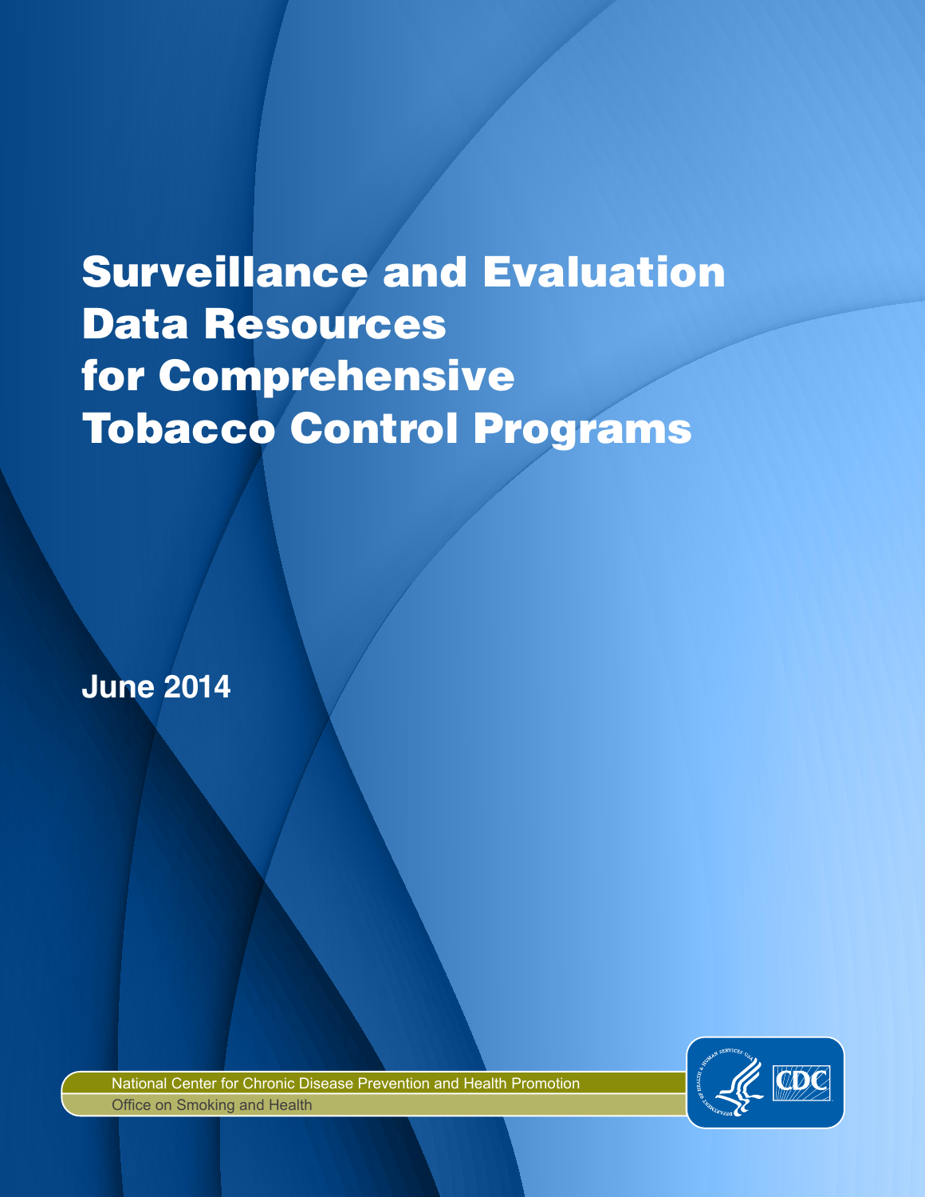# Surveillance and Evaluation Data Resources for Comprehensive Tobacco Control Programs

June 2014

National Center for Chronic Disease Prevention and Health Promotion

Office on Smoking and Health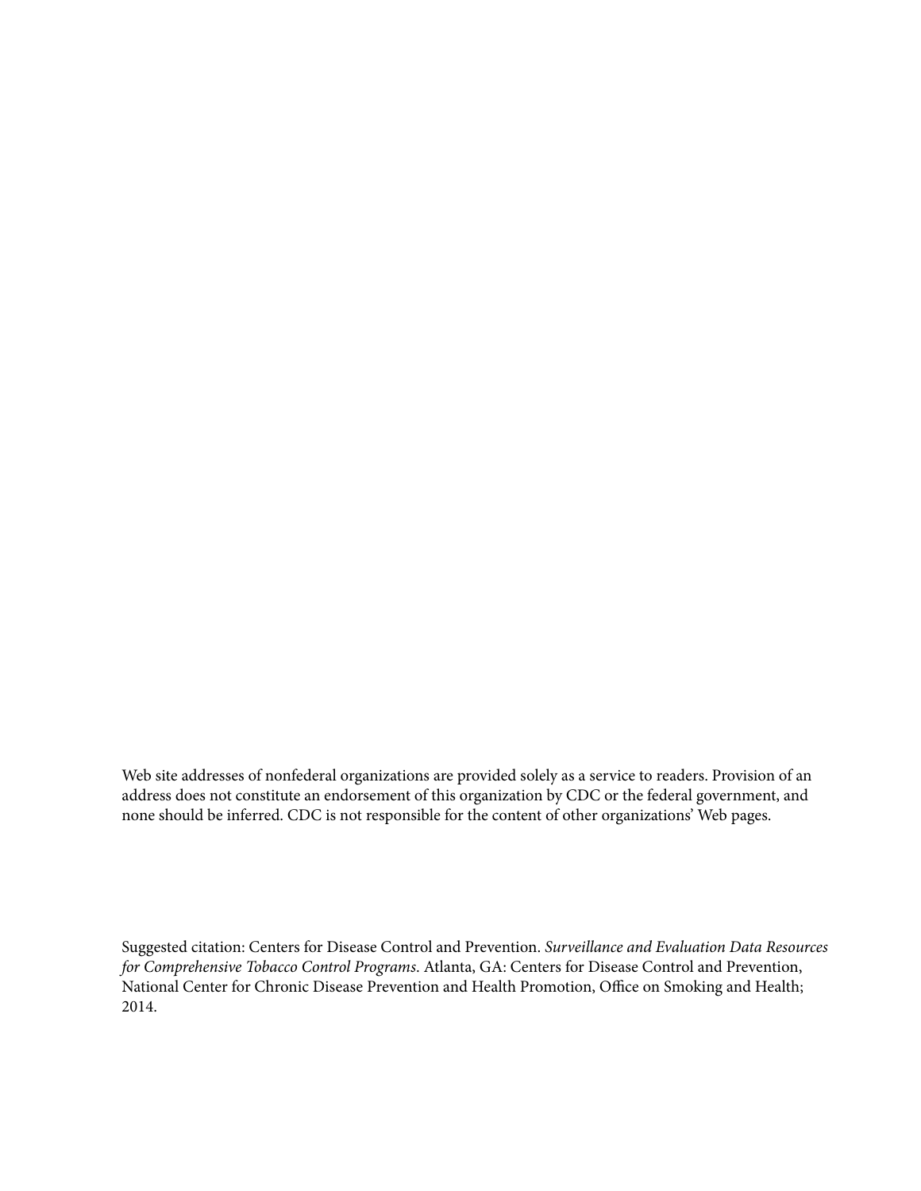Web site addresses of nonfederal organizations are provided solely as a service to readers. Provision of an address does not constitute an endorsement of this organization by CDC or the federal government, and none should be inferred. CDC is not responsible for the content of other organizations' Web pages.

Suggested citation: Centers for Disease Control and Prevention. *Surveillance and Evaluation Data Resources for Comprehensive Tobacco Control Programs*. Atlanta, GA: Centers for Disease Control and Prevention, National Center for Chronic Disease Prevention and Health Promotion, Office on Smoking and Health; 2014.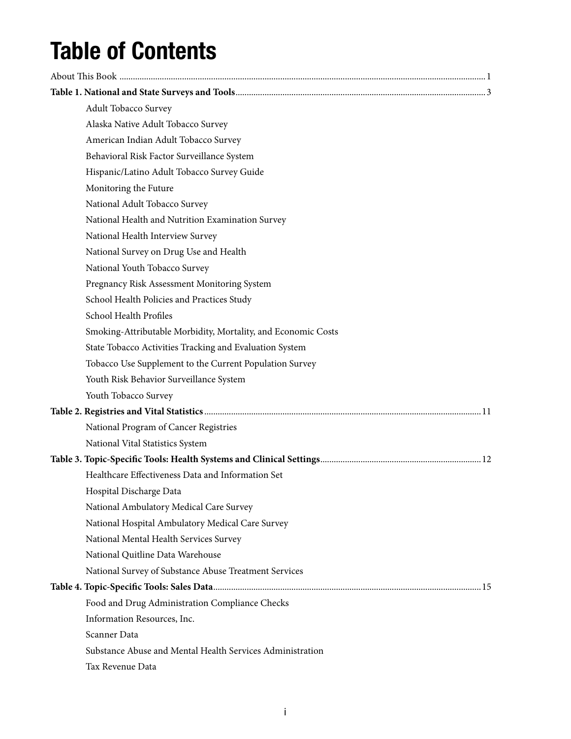# Table of Contents

About This Book ........................................................ 1

**Table 1. National and State Surveys and Tools** ........................................................ 3

- Adult Tobacco Survey
- Alaska Native Adult Tobacco Survey
- American Indian Adult Tobacco Survey
- Behavioral Risk Factor Surveillance System
- Hispanic/Latino Adult Tobacco Survey Guide
- Monitoring the Future
- National Adult Tobacco Survey
- National Health and Nutrition Examination Survey
- National Health Interview Survey
- National Survey on Drug Use and Health
- National Youth Tobacco Survey
- Pregnancy Risk Assessment Monitoring System
- School Health Policies and Practices Study
- School Health Profiles
- Smoking-Attributable Morbidity, Mortality, and Economic Costs
- State Tobacco Activities Tracking and Evaluation System
- Tobacco Use Supplement to the Current Population Survey
- Youth Risk Behavior Surveillance System
- Youth Tobacco Survey

**Table 2. Registries and Vital Statistics** ........................................................ 11

- National Program of Cancer Registries
- National Vital Statistics System

**Table 3. Topic-Specific Tools: Health Systems and Clinical Settings** ........................................................ 12

- Healthcare Effectiveness Data and Information Set
- Hospital Discharge Data
- National Ambulatory Medical Care Survey
- National Hospital Ambulatory Medical Care Survey
- National Mental Health Services Survey
- National Quitline Data Warehouse
- National Survey of Substance Abuse Treatment Services

**Table 4. Topic-Specific Tools: Sales Data** ........................................................ 15

- Food and Drug Administration Compliance Checks
- Information Resources, Inc.
- Scanner Data
- Substance Abuse and Mental Health Services Administration
- Tax Revenue Data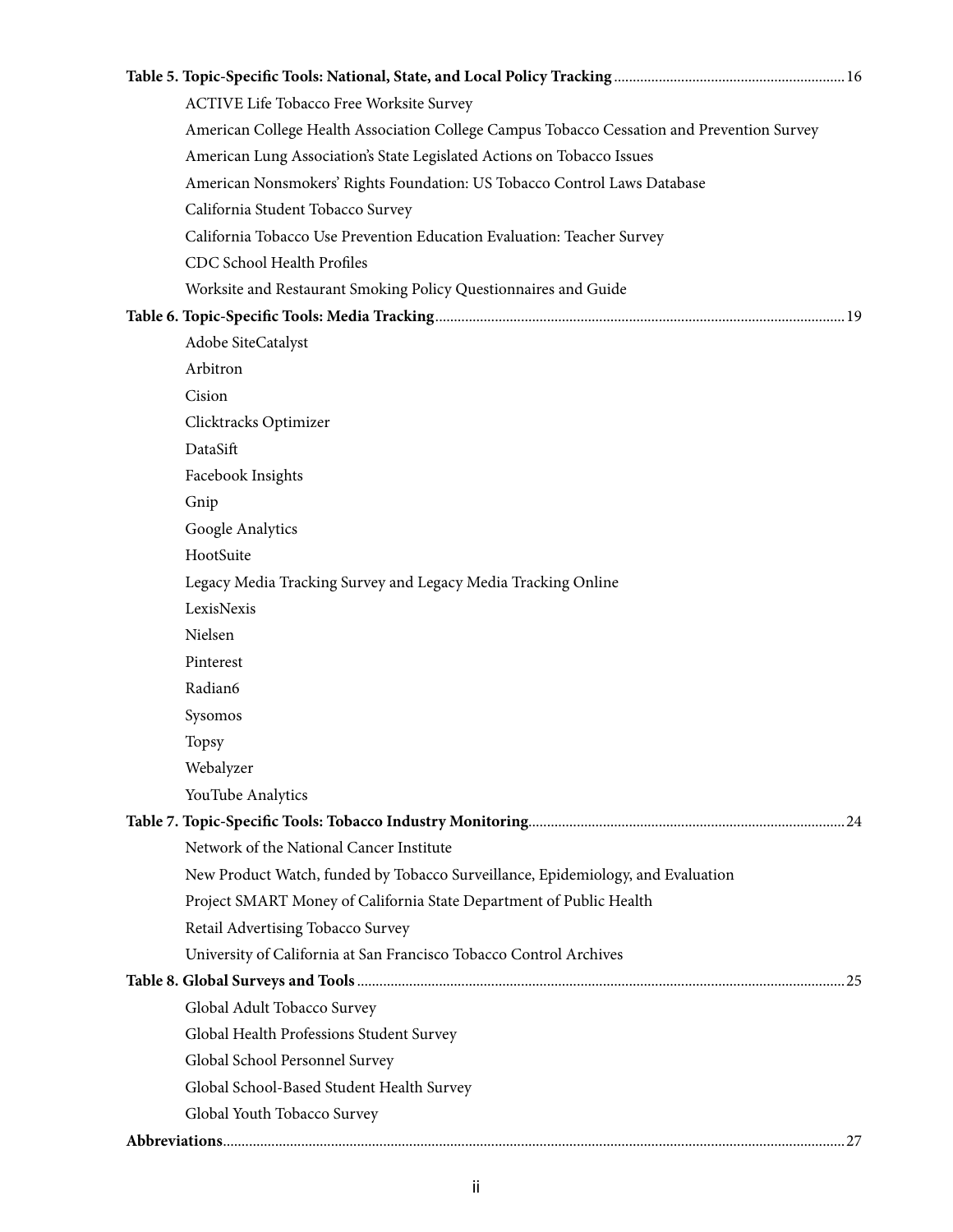**Table 5. Topic-Specific Tools: National, State, and Local Policy Tracking** ............ 16

- ACTIVE Life Tobacco Free Worksite Survey
- American College Health Association College Campus Tobacco Cessation and Prevention Survey
- American Lung Association's State Legislated Actions on Tobacco Issues
- American Nonsmokers' Rights Foundation: US Tobacco Control Laws Database
- California Student Tobacco Survey
- California Tobacco Use Prevention Education Evaluation: Teacher Survey
- CDC School Health Profiles
- Worksite and Restaurant Smoking Policy Questionnaires and Guide

**Table 6. Topic-Specific Tools: Media Tracking** ............ 19

- Adobe SiteCatalyst
- Arbitron
- Cision
- Clicktracks Optimizer
- DataSift
- Facebook Insights
- Gnip
- Google Analytics
- HootSuite
- Legacy Media Tracking Survey and Legacy Media Tracking Online
- LexisNexis
- Nielsen
- Pinterest
- Radian6
- Sysomos
- Topsy
- Webalyzer
- YouTube Analytics

**Table 7. Topic-Specific Tools: Tobacco Industry Monitoring** ............ 24

- Network of the National Cancer Institute
- New Product Watch, funded by Tobacco Surveillance, Epidemiology, and Evaluation
- Project SMART Money of California State Department of Public Health
- Retail Advertising Tobacco Survey
- University of California at San Francisco Tobacco Control Archives

**Table 8. Global Surveys and Tools** ............ 25

- Global Adult Tobacco Survey
- Global Health Professions Student Survey
- Global School Personnel Survey
- Global School-Based Student Health Survey
- Global Youth Tobacco Survey

**Abbreviations** ............ 27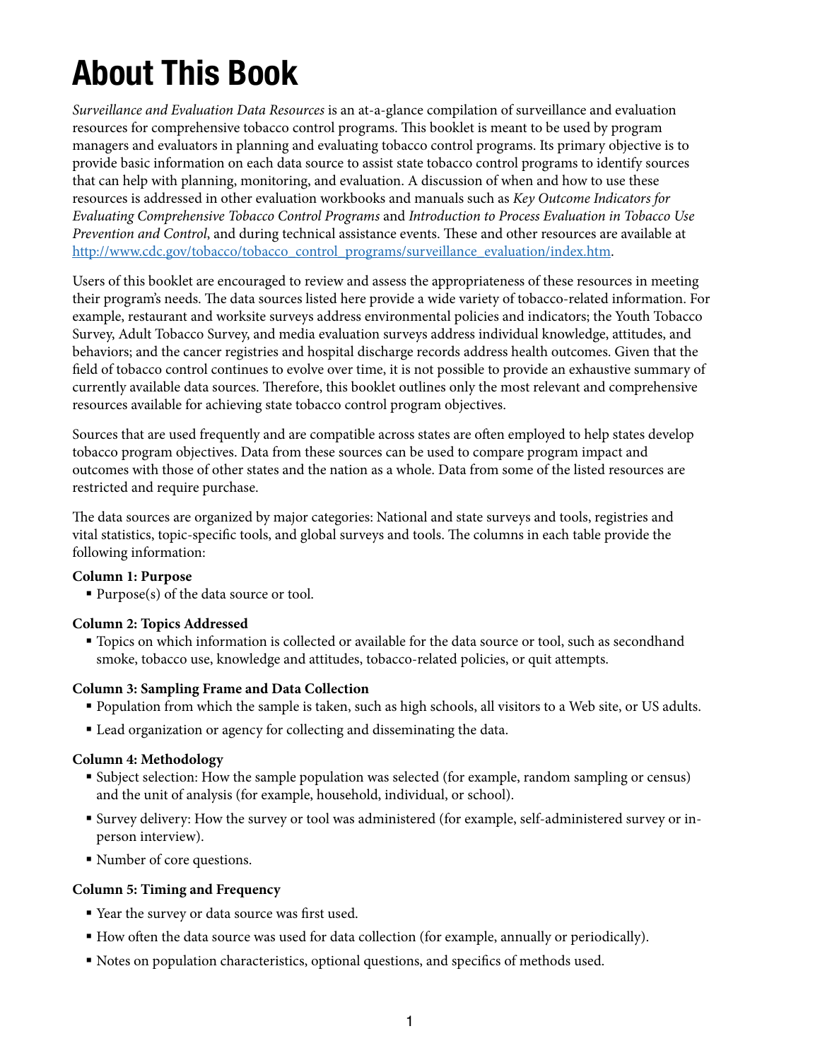# About This Book

*Surveillance and Evaluation Data Resources* is an at-a-glance compilation of surveillance and evaluation resources for comprehensive tobacco control programs. This booklet is meant to be used by program managers and evaluators in planning and evaluating tobacco control programs. Its primary objective is to provide basic information on each data source to assist state tobacco control programs to identify sources that can help with planning, monitoring, and evaluation. A discussion of when and how to use these resources is addressed in other evaluation workbooks and manuals such as *Key Outcome Indicators for Evaluating Comprehensive Tobacco Control Programs* and *Introduction to Process Evaluation in Tobacco Use Prevention and Control*, and during technical assistance events. These and other resources are available at [http://www.cdc.gov/tobacco/tobacco_control_programs/surveillance_evaluation/index.htm](http://www.cdc.gov/tobacco/tobacco_control_programs/surveillance_evaluation/index.htm).

Users of this booklet are encouraged to review and assess the appropriateness of these resources in meeting their program's needs. The data sources listed here provide a wide variety of tobacco-related information. For example, restaurant and worksite surveys address environmental policies and indicators; the Youth Tobacco Survey, Adult Tobacco Survey, and media evaluation surveys address individual knowledge, attitudes, and behaviors; and the cancer registries and hospital discharge records address health outcomes. Given that the field of tobacco control continues to evolve over time, it is not possible to provide an exhaustive summary of currently available data sources. Therefore, this booklet outlines only the most relevant and comprehensive resources available for achieving state tobacco control program objectives.

Sources that are used frequently and are compatible across states are often employed to help states develop tobacco program objectives. Data from these sources can be used to compare program impact and outcomes with those of other states and the nation as a whole. Data from some of the listed resources are restricted and require purchase.

The data sources are organized by major categories: National and state surveys and tools, registries and vital statistics, topic-specific tools, and global surveys and tools. The columns in each table provide the following information:

**Column 1: Purpose**

- Purpose(s) of the data source or tool.

**Column 2: Topics Addressed**

- Topics on which information is collected or available for the data source or tool, such as secondhand smoke, tobacco use, knowledge and attitudes, tobacco-related policies, or quit attempts.

**Column 3: Sampling Frame and Data Collection**

- Population from which the sample is taken, such as high schools, all visitors to a Web site, or US adults.
- Lead organization or agency for collecting and disseminating the data.

**Column 4: Methodology**

- Subject selection: How the sample population was selected (for example, random sampling or census) and the unit of analysis (for example, household, individual, or school).
- Survey delivery: How the survey or tool was administered (for example, self-administered survey or in-person interview).
- Number of core questions.

**Column 5: Timing and Frequency**

- Year the survey or data source was first used.
- How often the data source was used for data collection (for example, annually or periodically).
- Notes on population characteristics, optional questions, and specifics of methods used.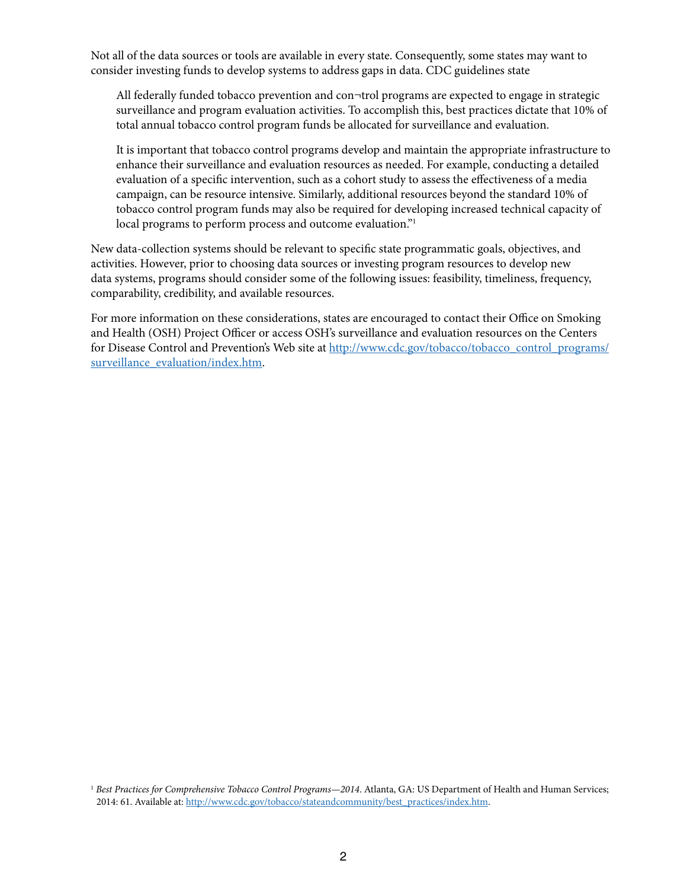Not all of the data sources or tools are available in every state. Consequently, some states may want to consider investing funds to develop systems to address gaps in data. CDC guidelines state

> All federally funded tobacco prevention and con¬trol programs are expected to engage in strategic surveillance and program evaluation activities. To accomplish this, best practices dictate that 10% of total annual tobacco control program funds be allocated for surveillance and evaluation.
>
> It is important that tobacco control programs develop and maintain the appropriate infrastructure to enhance their surveillance and evaluation resources as needed. For example, conducting a detailed evaluation of a specific intervention, such as a cohort study to assess the effectiveness of a media campaign, can be resource intensive. Similarly, additional resources beyond the standard 10% of tobacco control program funds may also be required for developing increased technical capacity of local programs to perform process and outcome evaluation."[1]

New data-collection systems should be relevant to specific state programmatic goals, objectives, and activities. However, prior to choosing data sources or investing program resources to develop new data systems, programs should consider some of the following issues: feasibility, timeliness, frequency, comparability, credibility, and available resources.

For more information on these considerations, states are encouraged to contact their Office on Smoking and Health (OSH) Project Officer or access OSH's surveillance and evaluation resources on the Centers for Disease Control and Prevention's Web site at http://www.cdc.gov/tobacco/tobacco_control_programs/surveillance_evaluation/index.htm.

[1] *Best Practices for Comprehensive Tobacco Control Programs—2014*. Atlanta, GA: US Department of Health and Human Services; 2014: 61. Available at: http://www.cdc.gov/tobacco/stateandcommunity/best_practices/index.htm.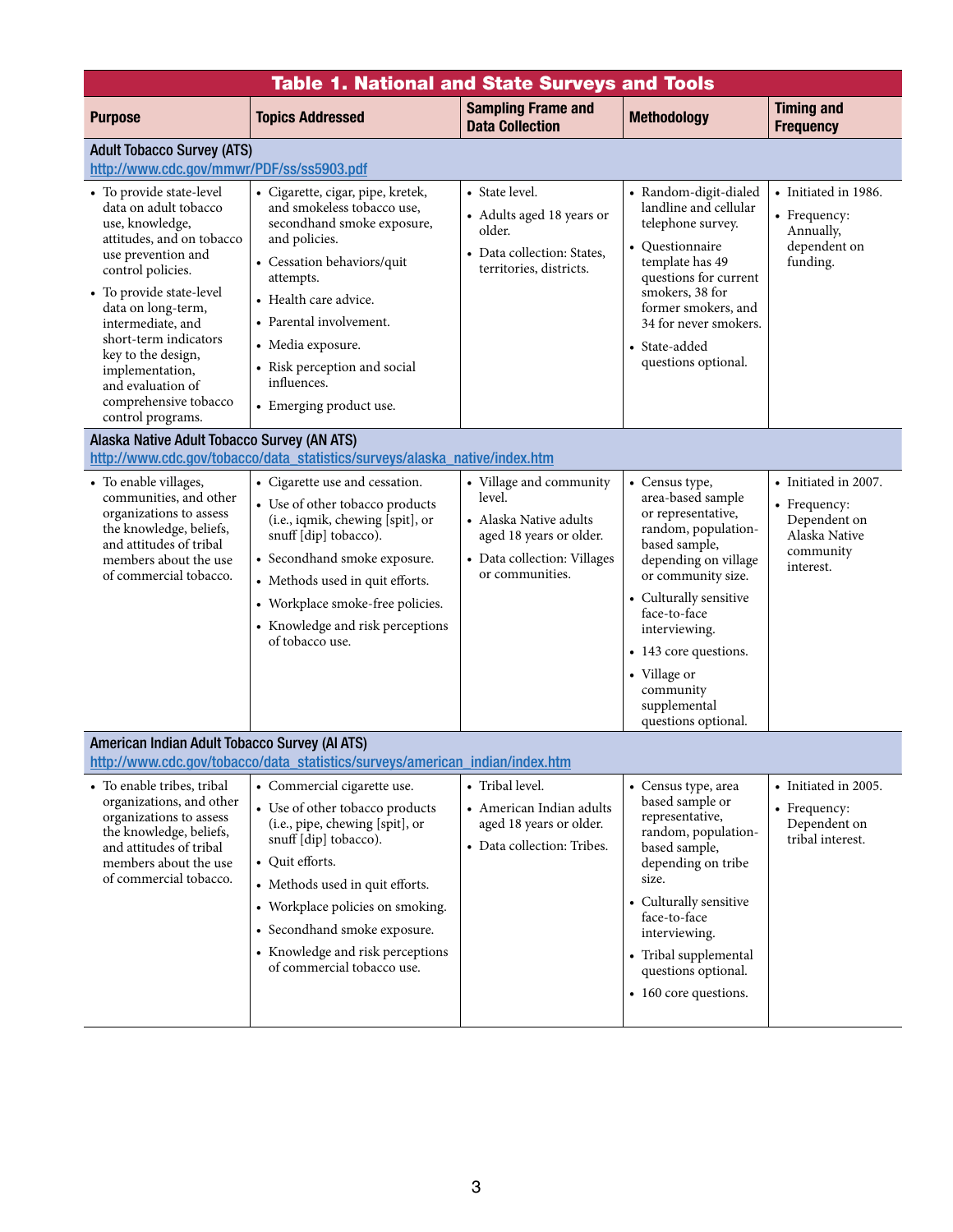## Table 1. National and State Surveys and Tools

| Purpose | Topics Addressed | Sampling Frame and Data Collection | Methodology | Timing and Frequency |
|---|---|---|---|---|
| **Adult Tobacco Survey (ATS)** http://www.cdc.gov/mmwr/PDF/ss/ss5903.pdf | | | | |
| • To provide state-level data on adult tobacco use, knowledge, attitudes, and on tobacco use prevention and control policies.<br>• To provide state-level data on long-term, intermediate, and short-term indicators key to the design, implementation, and evaluation of comprehensive tobacco control programs. | • Cigarette, cigar, pipe, kretek, and smokeless tobacco use, secondhand smoke exposure, and policies.<br>• Cessation behaviors/quit attempts.<br>• Health care advice.<br>• Parental involvement.<br>• Media exposure.<br>• Risk perception and social influences.<br>• Emerging product use. | • State level.<br>• Adults aged 18 years or older.<br>• Data collection: States, territories, districts. | • Random-digit-dialed landline and cellular telephone survey.<br>• Questionnaire template has 49 questions for current smokers, 38 for former smokers, and 34 for never smokers.<br>• State-added questions optional. | • Initiated in 1986.<br>• Frequency: Annually, dependent on funding. |
| **Alaska Native Adult Tobacco Survey (AN ATS)** http://www.cdc.gov/tobacco/data_statistics/surveys/alaska_native/index.htm | | | | |
| • To enable villages, communities, and other organizations to assess the knowledge, beliefs, and attitudes of tribal members about the use of commercial tobacco. | • Cigarette use and cessation.<br>• Use of other tobacco products (i.e., iqmik, chewing [spit], or snuff [dip] tobacco).<br>• Secondhand smoke exposure.<br>• Methods used in quit efforts.<br>• Workplace smoke-free policies.<br>• Knowledge and risk perceptions of tobacco use. | • Village and community level.<br>• Alaska Native adults aged 18 years or older.<br>• Data collection: Villages or communities. | • Census type, area-based sample or representative, random, population-based sample, depending on village or community size.<br>• Culturally sensitive face-to-face interviewing.<br>• 143 core questions.<br>• Village or community supplemental questions optional. | • Initiated in 2007.<br>• Frequency: Dependent on Alaska Native community interest. |
| **American Indian Adult Tobacco Survey (AI ATS)** http://www.cdc.gov/tobacco/data_statistics/surveys/american_indian/index.htm | | | | |
| • To enable tribes, tribal organizations, and other organizations to assess the knowledge, beliefs, and attitudes of tribal members about the use of commercial tobacco. | • Commercial cigarette use.<br>• Use of other tobacco products (i.e., pipe, chewing [spit], or snuff [dip] tobacco).<br>• Quit efforts.<br>• Methods used in quit efforts.<br>• Workplace policies on smoking.<br>• Secondhand smoke exposure.<br>• Knowledge and risk perceptions of commercial tobacco use. | • Tribal level.<br>• American Indian adults aged 18 years or older.<br>• Data collection: Tribes. | • Census type, area based sample or representative, random, population-based sample, depending on tribe size.<br>• Culturally sensitive face-to-face interviewing.<br>• Tribal supplemental questions optional.<br>• 160 core questions. | • Initiated in 2005.<br>• Frequency: Dependent on tribal interest. |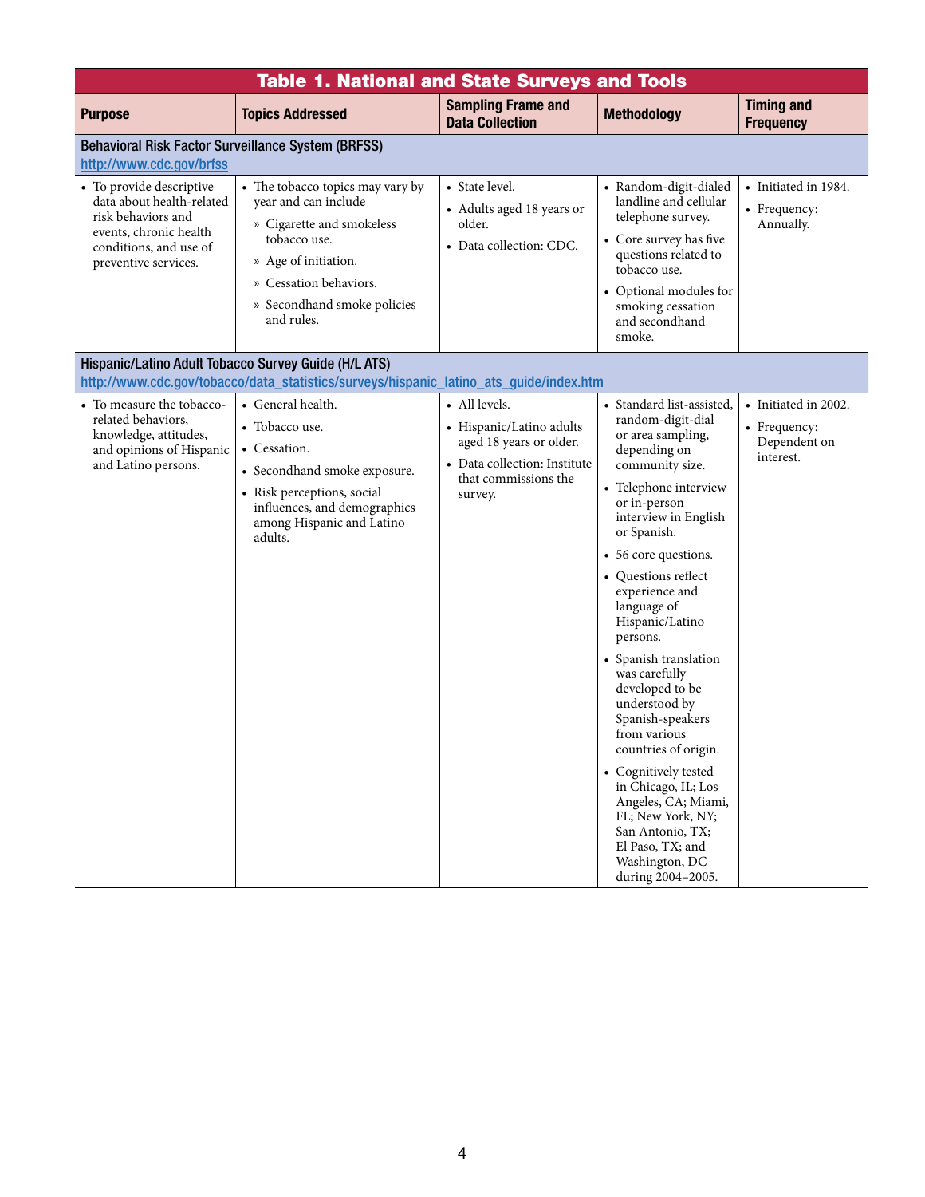**Table 1. National and State Surveys and Tools**

| Purpose | Topics Addressed | Sampling Frame and Data Collection | Methodology | Timing and Frequency |
|---|---|---|---|---|
| **Behavioral Risk Factor Surveillance System (BRFSS)** http://www.cdc.gov/brfss | | | | |
| • To provide descriptive data about health-related risk behaviors and events, chronic health conditions, and use of preventive services. | • The tobacco topics may vary by year and can include<br>» Cigarette and smokeless tobacco use.<br>» Age of initiation.<br>» Cessation behaviors.<br>» Secondhand smoke policies and rules. | • State level.<br>• Adults aged 18 years or older.<br>• Data collection: CDC. | • Random-digit-dialed landline and cellular telephone survey.<br>• Core survey has five questions related to tobacco use.<br>• Optional modules for smoking cessation and secondhand smoke. | • Initiated in 1984.<br>• Frequency: Annually. |
| **Hispanic/Latino Adult Tobacco Survey Guide (H/L ATS)** http://www.cdc.gov/tobacco/data_statistics/surveys/hispanic_latino_ats_guide/index.htm | | | | |
| • To measure the tobacco-related behaviors, knowledge, attitudes, and opinions of Hispanic and Latino persons. | • General health.<br>• Tobacco use.<br>• Cessation.<br>• Secondhand smoke exposure.<br>• Risk perceptions, social influences, and demographics among Hispanic and Latino adults. | • All levels.<br>• Hispanic/Latino adults aged 18 years or older.<br>• Data collection: Institute that commissions the survey. | • Standard list-assisted, random-digit-dial or area sampling, depending on community size.<br>• Telephone interview or in-person interview in English or Spanish.<br>• 56 core questions.<br>• Questions reflect experience and language of Hispanic/Latino persons.<br>• Spanish translation was carefully developed to be understood by Spanish-speakers from various countries of origin.<br>• Cognitively tested in Chicago, IL; Los Angeles, CA; Miami, FL; New York, NY; San Antonio, TX; El Paso, TX; and Washington, DC during 2004–2005. | • Initiated in 2002.<br>• Frequency: Dependent on interest. |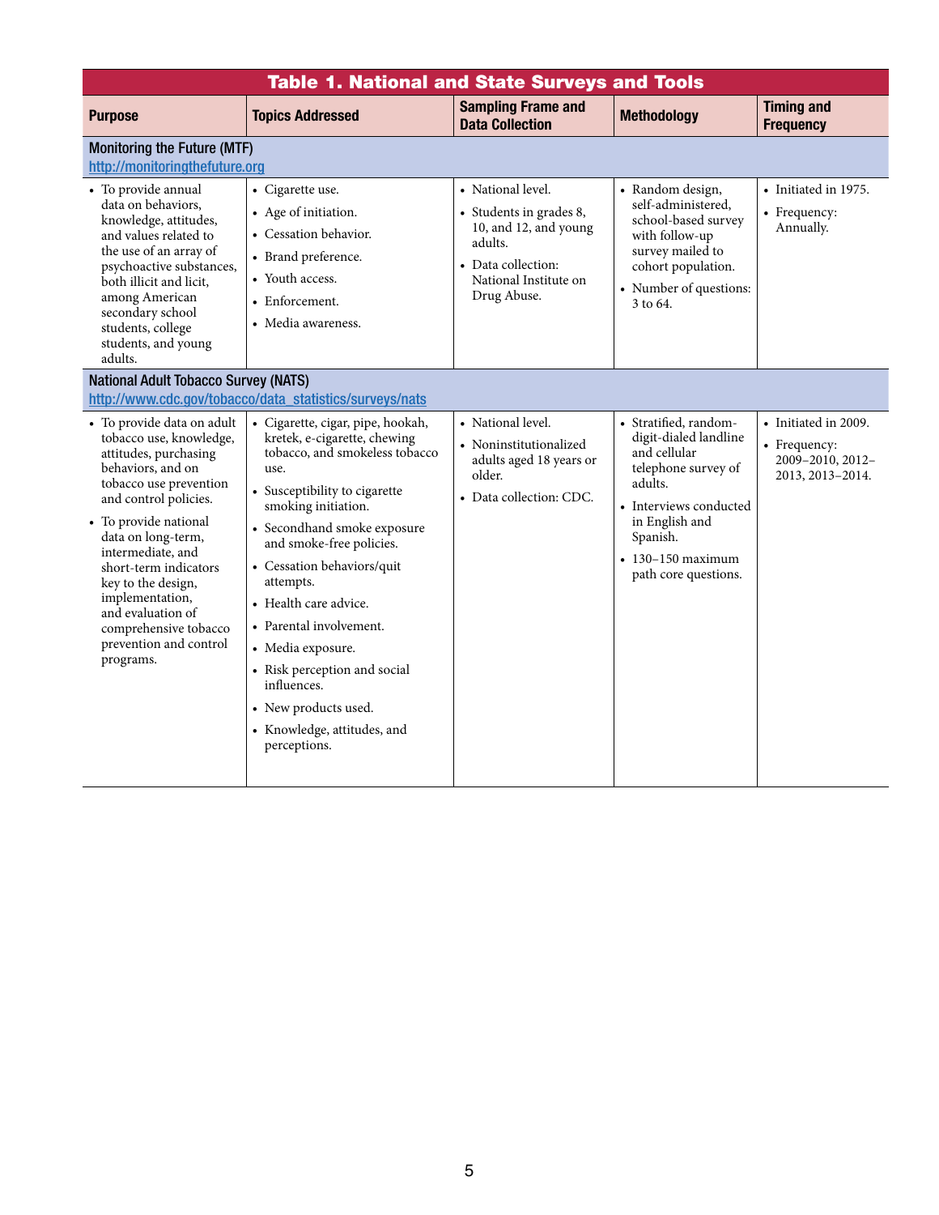**Table 1. National and State Surveys and Tools**

| Purpose | Topics Addressed | Sampling Frame and Data Collection | Methodology | Timing and Frequency |
|---|---|---|---|---|
| **Monitoring the Future (MTF)** http://monitoringthefuture.org | | | | |
| • To provide annual data on behaviors, knowledge, attitudes, and values related to the use of an array of psychoactive substances, both illicit and licit, among American secondary school students, college students, and young adults. | • Cigarette use.<br>• Age of initiation.<br>• Cessation behavior.<br>• Brand preference.<br>• Youth access.<br>• Enforcement.<br>• Media awareness. | • National level.<br>• Students in grades 8, 10, and 12, and young adults.<br>• Data collection: National Institute on Drug Abuse. | • Random design, self-administered, school-based survey with follow-up survey mailed to cohort population.<br>• Number of questions: 3 to 64. | • Initiated in 1975.<br>• Frequency: Annually. |
| **National Adult Tobacco Survey (NATS)** http://www.cdc.gov/tobacco/data_statistics/surveys/nats | | | | |
| • To provide data on adult tobacco use, knowledge, attitudes, purchasing behaviors, and on tobacco use prevention and control policies.<br>• To provide national data on long-term, intermediate, and short-term indicators key to the design, implementation, and evaluation of comprehensive tobacco prevention and control programs. | • Cigarette, cigar, pipe, hookah, kretek, e-cigarette, chewing tobacco, and smokeless tobacco use.<br>• Susceptibility to cigarette smoking initiation.<br>• Secondhand smoke exposure and smoke-free policies.<br>• Cessation behaviors/quit attempts.<br>• Health care advice.<br>• Parental involvement.<br>• Media exposure.<br>• Risk perception and social influences.<br>• New products used.<br>• Knowledge, attitudes, and perceptions. | • National level.<br>• Noninstitutionalized adults aged 18 years or older.<br>• Data collection: CDC. | • Stratified, random-digit-dialed landline and cellular telephone survey of adults.<br>• Interviews conducted in English and Spanish.<br>• 130–150 maximum path core questions. | • Initiated in 2009.<br>• Frequency: 2009–2010, 2012–2013, 2013–2014. |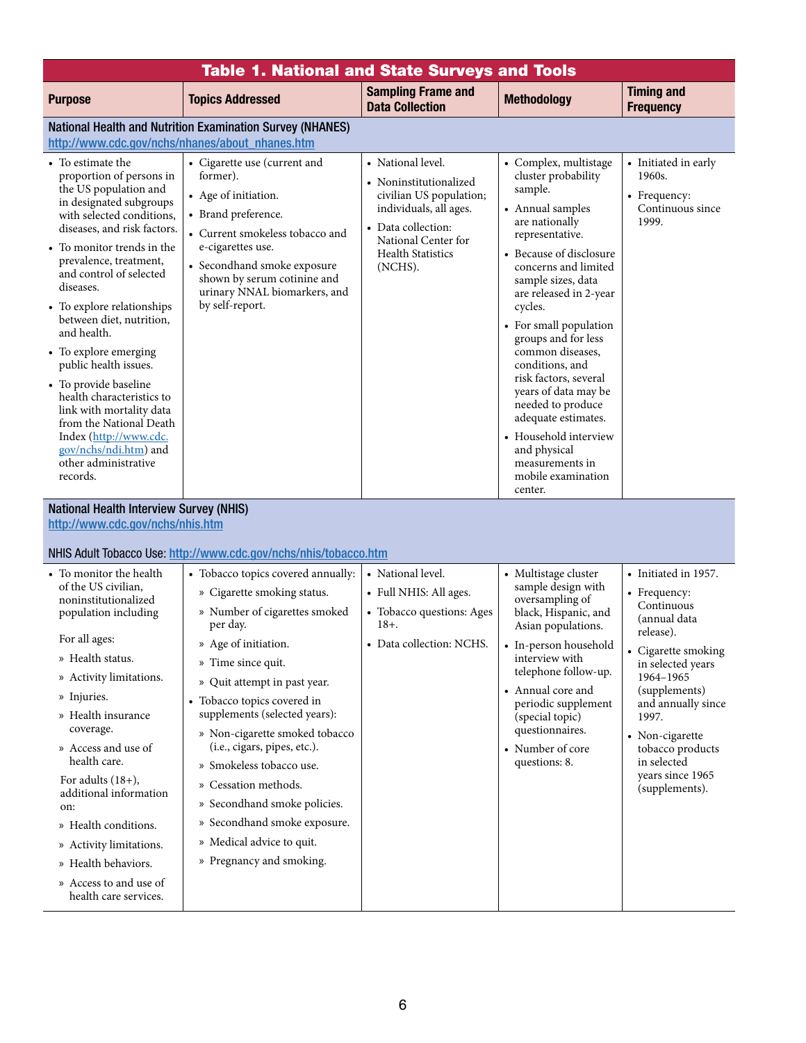**Table 1. National and State Surveys and Tools**

| Purpose | Topics Addressed | Sampling Frame and Data Collection | Methodology | Timing and Frequency |
|---|---|---|---|---|
| **National Health and Nutrition Examination Survey (NHANES)** [http://www.cdc.gov/nchs/nhanes/about_nhanes.htm](http://www.cdc.gov/nchs/nhanes/about_nhanes.htm) | | | | |
| • To estimate the proportion of persons in the US population and in designated subgroups with selected conditions, diseases, and risk factors.<br>• To monitor trends in the prevalence, treatment, and control of selected diseases.<br>• To explore relationships between diet, nutrition, and health.<br>• To explore emerging public health issues.<br>• To provide baseline health characteristics to link with mortality data from the National Death Index ([http://www.cdc.gov/nchs/ndi.htm](http://www.cdc.gov/nchs/ndi.htm)) and other administrative records. | • Cigarette use (current and former).<br>• Age of initiation.<br>• Brand preference.<br>• Current smokeless tobacco and e-cigarettes use.<br>• Secondhand smoke exposure shown by serum cotinine and urinary NNAL biomarkers, and by self-report. | • National level.<br>• Noninstitutionalized civilian US population; individuals, all ages.<br>• Data collection: National Center for Health Statistics (NCHS). | • Complex, multistage cluster probability sample.<br>• Annual samples are nationally representative.<br>• Because of disclosure concerns and limited sample sizes, data are released in 2-year cycles.<br>• For small population groups and for less common diseases, conditions, and risk factors, several years of data may be needed to produce adequate estimates.<br>• Household interview and physical measurements in mobile examination center. | • Initiated in early 1960s.<br>• Frequency: Continuous since 1999. |
| **National Health Interview Survey (NHIS)** [http://www.cdc.gov/nchs/nhis.htm](http://www.cdc.gov/nchs/nhis.htm)<br><br>NHIS Adult Tobacco Use: [http://www.cdc.gov/nchs/nhis/tobacco.htm](http://www.cdc.gov/nchs/nhis/tobacco.htm) | | | | |
| • To monitor the health of the US civilian, noninstitutionalized population including<br><br>For all ages:<br>» Health status.<br>» Activity limitations.<br>» Injuries.<br>» Health insurance coverage.<br>» Access and use of health care.<br><br>For adults (18+), additional information on:<br>» Health conditions.<br>» Activity limitations.<br>» Health behaviors.<br>» Access to and use of health care services. | • Tobacco topics covered annually:<br>» Cigarette smoking status.<br>» Number of cigarettes smoked per day.<br>» Age of initiation.<br>» Time since quit.<br>» Quit attempt in past year.<br>• Tobacco topics covered in supplements (selected years):<br>» Non-cigarette smoked tobacco (i.e., cigars, pipes, etc.).<br>» Smokeless tobacco use.<br>» Cessation methods.<br>» Secondhand smoke policies.<br>» Secondhand smoke exposure.<br>» Medical advice to quit.<br>» Pregnancy and smoking. | • National level.<br>• Full NHIS: All ages.<br>• Tobacco questions: Ages 18+.<br>• Data collection: NCHS. | • Multistage cluster sample design with oversampling of black, Hispanic, and Asian populations.<br>• In-person household interview with telephone follow-up.<br>• Annual core and periodic supplement (special topic) questionnaires.<br>• Number of core questions: 8. | • Initiated in 1957.<br>• Frequency: Continuous (annual data release).<br>• Cigarette smoking in selected years 1964–1965 (supplements) and annually since 1997.<br>• Non-cigarette tobacco products in selected years since 1965 (supplements). |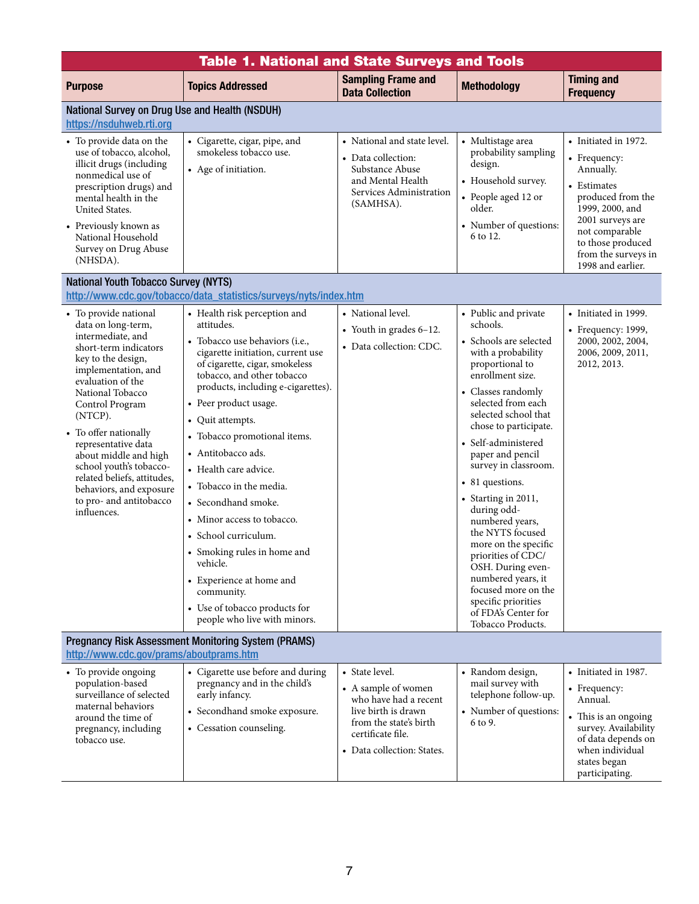## Table 1. National and State Surveys and Tools

| Purpose | Topics Addressed | Sampling Frame and Data Collection | Methodology | Timing and Frequency |
|---|---|---|---|---|
| **National Survey on Drug Use and Health (NSDUH)** https://nsduhweb.rti.org | | | | |
| • To provide data on the use of tobacco, alcohol, illicit drugs (including nonmedical use of prescription drugs) and mental health in the United States.<br>• Previously known as National Household Survey on Drug Abuse (NHSDA). | • Cigarette, cigar, pipe, and smokeless tobacco use.<br>• Age of initiation. | • National and state level.<br>• Data collection: Substance Abuse and Mental Health Services Administration (SAMHSA). | • Multistage area probability sampling design.<br>• Household survey.<br>• People aged 12 or older.<br>• Number of questions: 6 to 12. | • Initiated in 1972.<br>• Frequency: Annually.<br>• Estimates produced from the 1999, 2000, and 2001 surveys are not comparable to those produced from the surveys in 1998 and earlier. |
| **National Youth Tobacco Survey (NYTS)** http://www.cdc.gov/tobacco/data_statistics/surveys/nyts/index.htm | | | | |
| • To provide national data on long-term, intermediate, and short-term indicators key to the design, implementation, and evaluation of the National Tobacco Control Program (NTCP).<br>• To offer nationally representative data about middle and high school youth's tobacco-related beliefs, attitudes, behaviors, and exposure to pro- and antitobacco influences. | • Health risk perception and attitudes.<br>• Tobacco use behaviors (i.e., cigarette initiation, current use of cigarette, cigar, smokeless tobacco, and other tobacco products, including e-cigarettes).<br>• Peer product usage.<br>• Quit attempts.<br>• Tobacco promotional items.<br>• Antitobacco ads.<br>• Health care advice.<br>• Tobacco in the media.<br>• Secondhand smoke.<br>• Minor access to tobacco.<br>• School curriculum.<br>• Smoking rules in home and vehicle.<br>• Experience at home and community.<br>• Use of tobacco products for people who live with minors. | • National level.<br>• Youth in grades 6–12.<br>• Data collection: CDC. | • Public and private schools.<br>• Schools are selected with a probability proportional to enrollment size.<br>• Classes randomly selected from each selected school that chose to participate.<br>• Self-administered paper and pencil survey in classroom.<br>• 81 questions.<br>• Starting in 2011, during odd-numbered years, the NYTS focused more on the specific priorities of CDC/OSH. During even-numbered years, it focused more on the specific priorities of FDA's Center for Tobacco Products. | • Initiated in 1999.<br>• Frequency: 1999, 2000, 2002, 2004, 2006, 2009, 2011, 2012, 2013. |
| **Pregnancy Risk Assessment Monitoring System (PRAMS)** http://www.cdc.gov/prams/aboutprams.htm | | | | |
| • To provide ongoing population-based surveillance of selected maternal behaviors around the time of pregnancy, including tobacco use. | • Cigarette use before and during pregnancy and in the child's early infancy.<br>• Secondhand smoke exposure.<br>• Cessation counseling. | • State level.<br>• A sample of women who have had a recent live birth is drawn from the state's birth certificate file.<br>• Data collection: States. | • Random design, mail survey with telephone follow-up.<br>• Number of questions: 6 to 9. | • Initiated in 1987.<br>• Frequency: Annual.<br>• This is an ongoing survey. Availability of data depends on when individual states began participating. |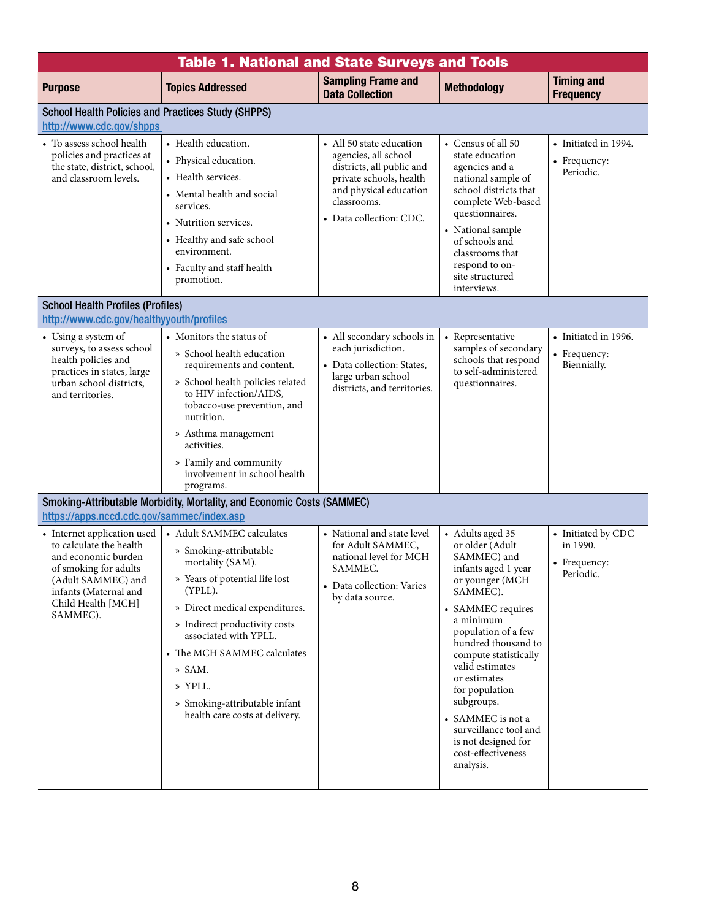**Table 1. National and State Surveys and Tools**

| Purpose | Topics Addressed | Sampling Frame and Data Collection | Methodology | Timing and Frequency |
|---|---|---|---|---|
| **School Health Policies and Practices Study (SHPPS)** http://www.cdc.gov/shpps | | | | |
| • To assess school health policies and practices at the state, district, school, and classroom levels. | • Health education.<br>• Physical education.<br>• Health services.<br>• Mental health and social services.<br>• Nutrition services.<br>• Healthy and safe school environment.<br>• Faculty and staff health promotion. | • All 50 state education agencies, all school districts, all public and private schools, health and physical education classrooms.<br>• Data collection: CDC. | • Census of all 50 state education agencies and a national sample of school districts that complete Web-based questionnaires.<br>• National sample of schools and classrooms that respond to on-site structured interviews. | • Initiated in 1994.<br>• Frequency: Periodic. |
| **School Health Profiles (Profiles)** http://www.cdc.gov/healthyyouth/profiles | | | | |
| • Using a system of surveys, to assess school health policies and practices in states, large urban school districts, and territories. | • Monitors the status of<br>» School health education requirements and content.<br>» School health policies related to HIV infection/AIDS, tobacco-use prevention, and nutrition.<br>» Asthma management activities.<br>» Family and community involvement in school health programs. | • All secondary schools in each jurisdiction.<br>• Data collection: States, large urban school districts, and territories. | • Representative samples of secondary schools that respond to self-administered questionnaires. | • Initiated in 1996.<br>• Frequency: Biennially. |
| **Smoking-Attributable Morbidity, Mortality, and Economic Costs (SAMMEC)** https://apps.nccd.cdc.gov/sammec/index.asp | | | | |
| • Internet application used to calculate the health and economic burden of smoking for adults (Adult SAMMEC) and infants (Maternal and Child Health [MCH] SAMMEC). | • Adult SAMMEC calculates<br>» Smoking-attributable mortality (SAM).<br>» Years of potential life lost (YPLL).<br>» Direct medical expenditures.<br>» Indirect productivity costs associated with YPLL.<br>• The MCH SAMMEC calculates<br>» SAM.<br>» YPLL.<br>» Smoking-attributable infant health care costs at delivery. | • National and state level for Adult SAMMEC, national level for MCH SAMMEC.<br>• Data collection: Varies by data source. | • Adults aged 35 or older (Adult SAMMEC) and infants aged 1 year or younger (MCH SAMMEC).<br>• SAMMEC requires a minimum population of a few hundred thousand to compute statistically valid estimates or estimates for population subgroups.<br>• SAMMEC is not a surveillance tool and is not designed for cost-effectiveness analysis. | • Initiated by CDC in 1990.<br>• Frequency: Periodic. |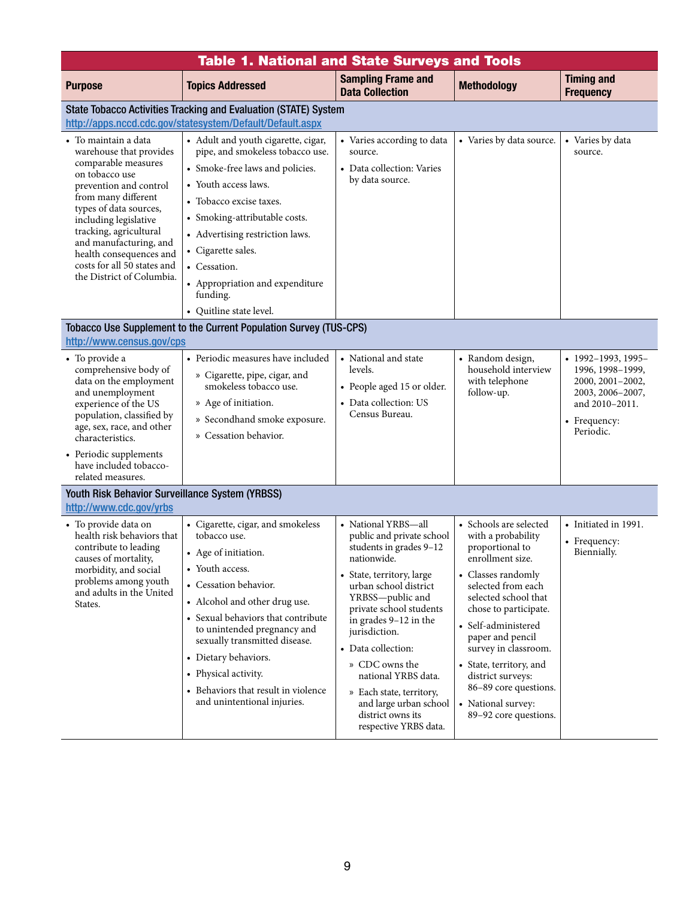**Table 1. National and State Surveys and Tools**

| Purpose | Topics Addressed | Sampling Frame and Data Collection | Methodology | Timing and Frequency |
|---|---|---|---|---|
| **State Tobacco Activities Tracking and Evaluation (STATE) System** http://apps.nccd.cdc.gov/statesystem/Default/Default.aspx | | | | |
| • To maintain a data warehouse that provides comparable measures on tobacco use prevention and control from many different types of data sources, including legislative tracking, agricultural and manufacturing, and health consequences and costs for all 50 states and the District of Columbia. | • Adult and youth cigarette, cigar, pipe, and smokeless tobacco use. • Smoke-free laws and policies. • Youth access laws. • Tobacco excise taxes. • Smoking-attributable costs. • Advertising restriction laws. • Cigarette sales. • Cessation. • Appropriation and expenditure funding. • Quitline state level. | • Varies according to data source. • Data collection: Varies by data source. | • Varies by data source. | • Varies by data source. |
| **Tobacco Use Supplement to the Current Population Survey (TUS-CPS)** http://www.census.gov/cps | | | | |
| • To provide a comprehensive body of data on the employment and unemployment experience of the US population, classified by age, sex, race, and other characteristics. • Periodic supplements have included tobacco-related measures. | • Periodic measures have included » Cigarette, pipe, cigar, and smokeless tobacco use. » Age of initiation. » Secondhand smoke exposure. » Cessation behavior. | • National and state levels. • People aged 15 or older. • Data collection: US Census Bureau. | • Random design, household interview with telephone follow-up. | • 1992–1993, 1995–1996, 1998–1999, 2000, 2001–2002, 2003, 2006–2007, and 2010–2011. • Frequency: Periodic. |
| **Youth Risk Behavior Surveillance System (YRBSS)** http://www.cdc.gov/yrbs | | | | |
| • To provide data on health risk behaviors that contribute to leading causes of mortality, morbidity, and social problems among youth and adults in the United States. | • Cigarette, cigar, and smokeless tobacco use. • Age of initiation. • Youth access. • Cessation behavior. • Alcohol and other drug use. • Sexual behaviors that contribute to unintended pregnancy and sexually transmitted disease. • Dietary behaviors. • Physical activity. • Behaviors that result in violence and unintentional injuries. | • National YRBS—all public and private school students in grades 9–12 nationwide. • State, territory, large urban school district YRBSS—public and private school students in grades 9–12 in the jurisdiction. • Data collection: » CDC owns the national YRBS data. » Each state, territory, and large urban school district owns its respective YRBS data. | • Schools are selected with a probability proportional to enrollment size. • Classes randomly selected from each selected school that chose to participate. • Self-administered paper and pencil survey in classroom. • State, territory, and district surveys: 86–89 core questions. • National survey: 89–92 core questions. | • Initiated in 1991. • Frequency: Biennially. |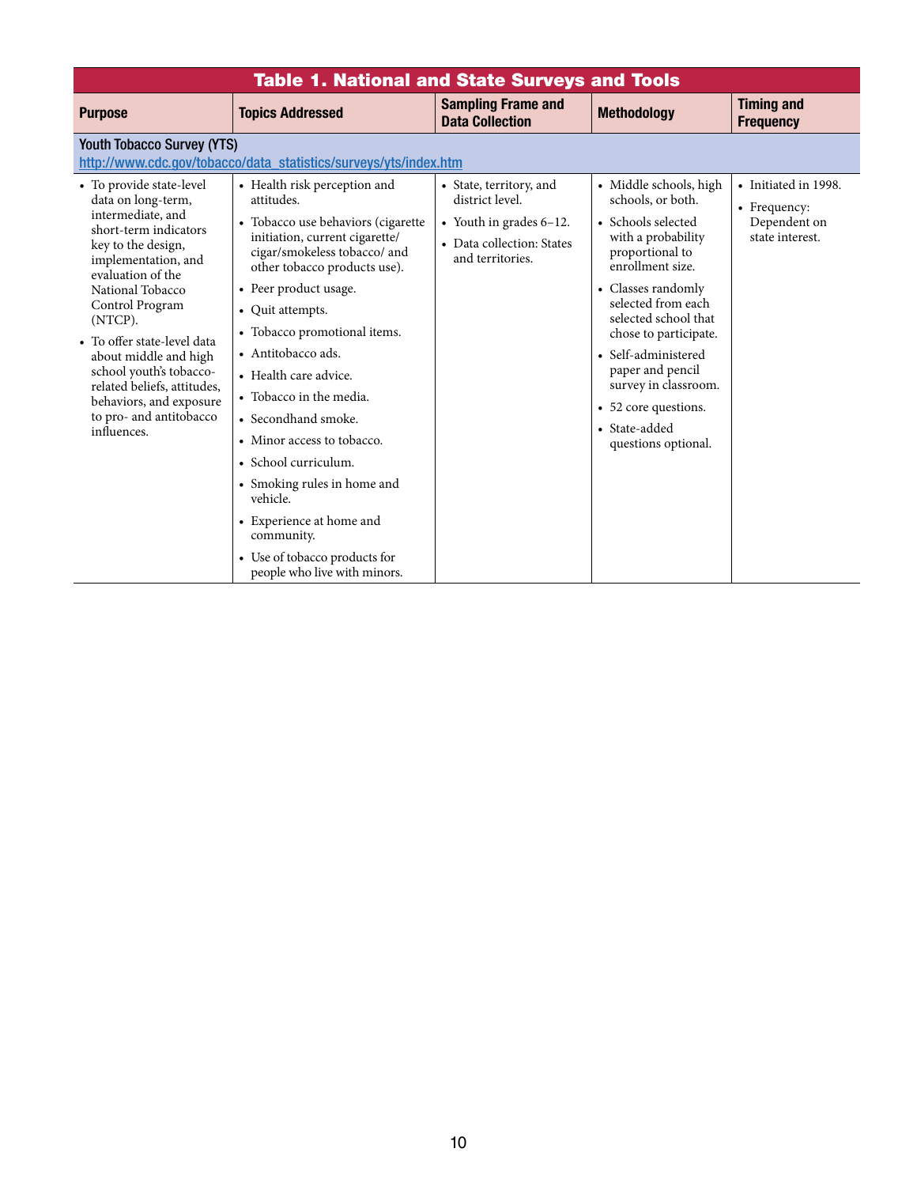## Table 1. National and State Surveys and Tools

| Purpose | Topics Addressed | Sampling Frame and Data Collection | Methodology | Timing and Frequency |
|---|---|---|---|---|
| **Youth Tobacco Survey (YTS)** http://www.cdc.gov/tobacco/data_statistics/surveys/yts/index.htm | | | | |
| • To provide state-level data on long-term, intermediate, and short-term indicators key to the design, implementation, and evaluation of the National Tobacco Control Program (NTCP).<br>• To offer state-level data about middle and high school youth's tobacco-related beliefs, attitudes, behaviors, and exposure to pro- and antitobacco influences. | • Health risk perception and attitudes.<br>• Tobacco use behaviors (cigarette initiation, current cigarette/cigar/smokeless tobacco/ and other tobacco products use).<br>• Peer product usage.<br>• Quit attempts.<br>• Tobacco promotional items.<br>• Antitobacco ads.<br>• Health care advice.<br>• Tobacco in the media.<br>• Secondhand smoke.<br>• Minor access to tobacco.<br>• School curriculum.<br>• Smoking rules in home and vehicle.<br>• Experience at home and community.<br>• Use of tobacco products for people who live with minors. | • State, territory, and district level.<br>• Youth in grades 6–12.<br>• Data collection: States and territories. | • Middle schools, high schools, or both.<br>• Schools selected with a probability proportional to enrollment size.<br>• Classes randomly selected from each selected school that chose to participate.<br>• Self-administered paper and pencil survey in classroom.<br>• 52 core questions.<br>• State-added questions optional. | • Initiated in 1998.<br>• Frequency: Dependent on state interest. |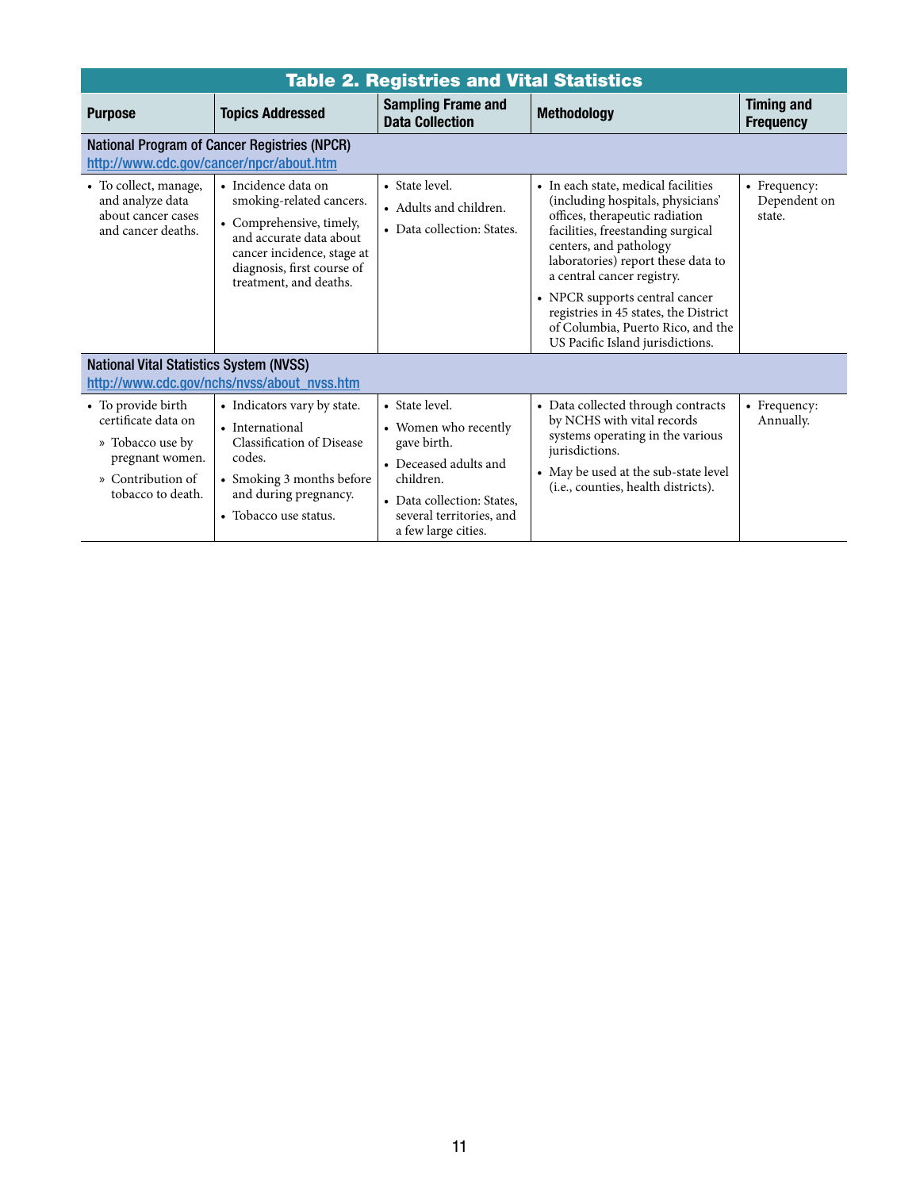## Table 2. Registries and Vital Statistics

| Purpose | Topics Addressed | Sampling Frame and Data Collection | Methodology | Timing and Frequency |
|---|---|---|---|---|
| **National Program of Cancer Registries (NPCR)** http://www.cdc.gov/cancer/npcr/about.htm | | | | |
| • To collect, manage, and analyze data about cancer cases and cancer deaths. | • Incidence data on smoking-related cancers. • Comprehensive, timely, and accurate data about cancer incidence, stage at diagnosis, first course of treatment, and deaths. | • State level. • Adults and children. • Data collection: States. | • In each state, medical facilities (including hospitals, physicians' offices, therapeutic radiation facilities, freestanding surgical centers, and pathology laboratories) report these data to a central cancer registry. • NPCR supports central cancer registries in 45 states, the District of Columbia, Puerto Rico, and the US Pacific Island jurisdictions. | • Frequency: Dependent on state. |
| **National Vital Statistics System (NVSS)** http://www.cdc.gov/nchs/nvss/about_nvss.htm | | | | |
| • To provide birth certificate data on » Tobacco use by pregnant women. » Contribution of tobacco to death. | • Indicators vary by state. • International Classification of Disease codes. • Smoking 3 months before and during pregnancy. • Tobacco use status. | • State level. • Women who recently gave birth. • Deceased adults and children. • Data collection: States, several territories, and a few large cities. | • Data collected through contracts by NCHS with vital records systems operating in the various jurisdictions. • May be used at the sub-state level (i.e., counties, health districts). | • Frequency: Annually. |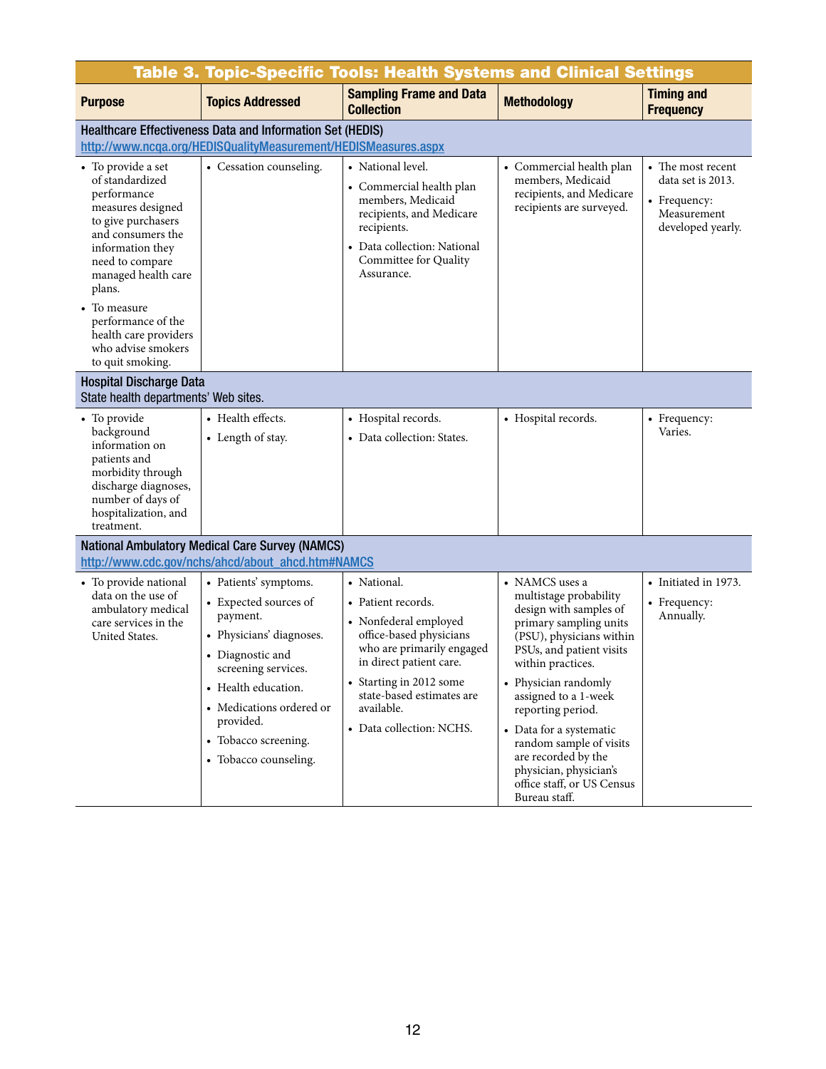## Table 3. Topic-Specific Tools: Health Systems and Clinical Settings

| Purpose | Topics Addressed | Sampling Frame and Data Collection | Methodology | Timing and Frequency |
|---|---|---|---|---|
| **Healthcare Effectiveness Data and Information Set (HEDIS)**<br>http://www.ncqa.org/HEDISQualityMeasurement/HEDISMeasures.aspx | | | | |
| • To provide a set of standardized performance measures designed to give purchasers and consumers the information they need to compare managed health care plans.<br>• To measure performance of the health care providers who advise smokers to quit smoking. | • Cessation counseling. | • National level.<br>• Commercial health plan members, Medicaid recipients, and Medicare recipients.<br>• Data collection: National Committee for Quality Assurance. | • Commercial health plan members, Medicaid recipients, and Medicare recipients are surveyed. | • The most recent data set is 2013.<br>• Frequency: Measurement developed yearly. |
| **Hospital Discharge Data**<br>State health departments' Web sites. | | | | |
| • To provide background information on patients and morbidity through discharge diagnoses, number of days of hospitalization, and treatment. | • Health effects.<br>• Length of stay. | • Hospital records.<br>• Data collection: States. | • Hospital records. | • Frequency: Varies. |
| **National Ambulatory Medical Care Survey (NAMCS)**<br>http://www.cdc.gov/nchs/ahcd/about_ahcd.htm#NAMCS | | | | |
| • To provide national data on the use of ambulatory medical care services in the United States. | • Patients' symptoms.<br>• Expected sources of payment.<br>• Physicians' diagnoses.<br>• Diagnostic and screening services.<br>• Health education.<br>• Medications ordered or provided.<br>• Tobacco screening.<br>• Tobacco counseling. | • National.<br>• Patient records.<br>• Nonfederal employed office-based physicians who are primarily engaged in direct patient care.<br>• Starting in 2012 some state-based estimates are available.<br>• Data collection: NCHS. | • NAMCS uses a multistage probability design with samples of primary sampling units (PSU), physicians within PSUs, and patient visits within practices.<br>• Physician randomly assigned to a 1-week reporting period.<br>• Data for a systematic random sample of visits are recorded by the physician, physician's office staff, or US Census Bureau staff. | • Initiated in 1973.<br>• Frequency: Annually. |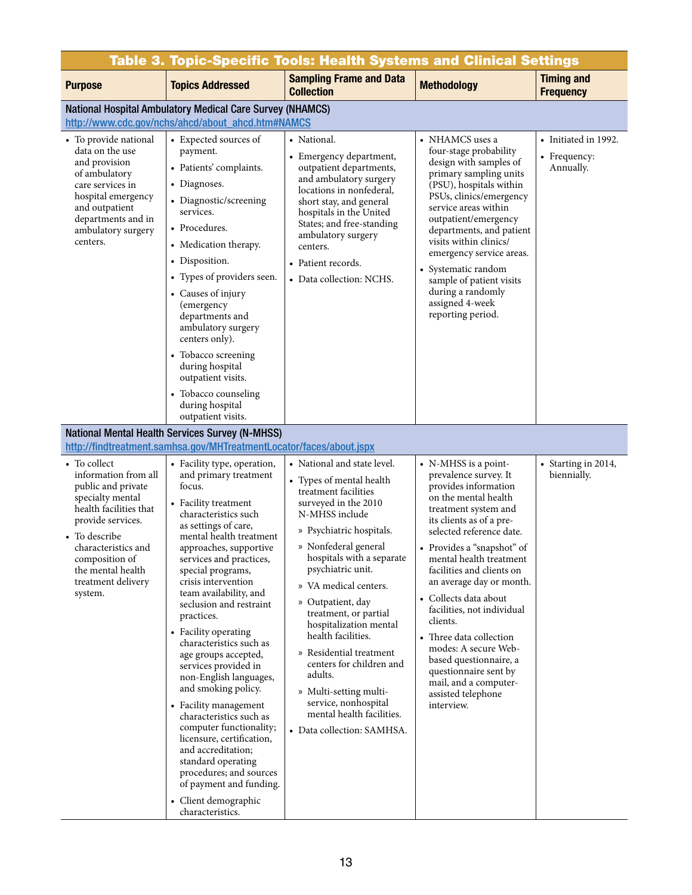## Table 3. Topic-Specific Tools: Health Systems and Clinical Settings

| Purpose | Topics Addressed | Sampling Frame and Data Collection | Methodology | Timing and Frequency |
|---|---|---|---|---|
| **National Hospital Ambulatory Medical Care Survey (NHAMCS)** http://www.cdc.gov/nchs/ahcd/about_ahcd.htm#NAMCS | | | | |
| • To provide national data on the use and provision of ambulatory care services in hospital emergency and outpatient departments and in ambulatory surgery centers. | • Expected sources of payment.<br>• Patients' complaints.<br>• Diagnoses.<br>• Diagnostic/screening services.<br>• Procedures.<br>• Medication therapy.<br>• Disposition.<br>• Types of providers seen.<br>• Causes of injury (emergency departments and ambulatory surgery centers only).<br>• Tobacco screening during hospital outpatient visits.<br>• Tobacco counseling during hospital outpatient visits. | • National.<br>• Emergency department, outpatient departments, and ambulatory surgery locations in nonfederal, short stay, and general hospitals in the United States; and free-standing ambulatory surgery centers.<br>• Patient records.<br>• Data collection: NCHS. | • NHAMCS uses a four-stage probability design with samples of primary sampling units (PSU), hospitals within PSUs, clinics/emergency service areas within outpatient/emergency departments, and patient visits within clinics/ emergency service areas.<br>• Systematic random sample of patient visits during a randomly assigned 4-week reporting period. | • Initiated in 1992.<br>• Frequency: Annually. |
| **National Mental Health Services Survey (N-MHSS)** http://findtreatment.samhsa.gov/MHTreatmentLocator/faces/about.jspx | | | | |
| • To collect information from all public and private specialty mental health facilities that provide services.<br>• To describe characteristics and composition of the mental health treatment delivery system. | • Facility type, operation, and primary treatment focus.<br>• Facility treatment characteristics such as settings of care, mental health treatment approaches, supportive services and practices, special programs, crisis intervention team availability, and seclusion and restraint practices.<br>• Facility operating characteristics such as age groups accepted, services provided in non-English languages, and smoking policy.<br>• Facility management characteristics such as computer functionality; licensure, certification, and accreditation; standard operating procedures; and sources of payment and funding.<br>• Client demographic characteristics. | • National and state level.<br>• Types of mental health treatment facilities surveyed in the 2010 N-MHSS include<br>» Psychiatric hospitals.<br>» Nonfederal general hospitals with a separate psychiatric unit.<br>» VA medical centers.<br>» Outpatient, day treatment, or partial hospitalization mental health facilities.<br>» Residential treatment centers for children and adults.<br>» Multi-setting multi-service, nonhospital mental health facilities.<br>• Data collection: SAMHSA. | • N-MHSS is a point-prevalence survey. It provides information on the mental health treatment system and its clients as of a pre-selected reference date.<br>• Provides a "snapshot" of mental health treatment facilities and clients on an average day or month.<br>• Collects data about facilities, not individual clients.<br>• Three data collection modes: A secure Web-based questionnaire, a questionnaire sent by mail, and a computer-assisted telephone interview. | • Starting in 2014, biennially. |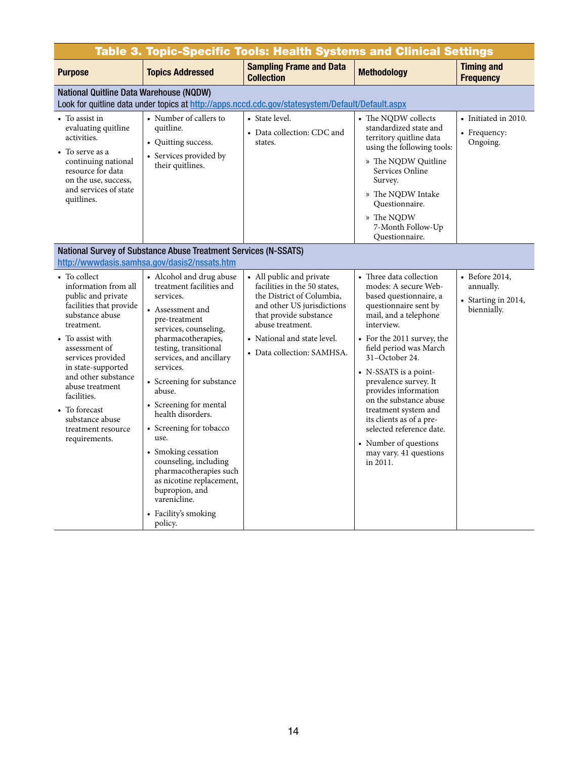## Table 3. Topic-Specific Tools: Health Systems and Clinical Settings

| Purpose | Topics Addressed | Sampling Frame and Data Collection | Methodology | Timing and Frequency |
|---|---|---|---|---|
| **National Quitline Data Warehouse (NQDW)** Look for quitline data under topics at http://apps.nccd.cdc.gov/statesystem/Default/Default.aspx | | | | |
| • To assist in evaluating quitline activities. • To serve as a continuing national resource for data on the use, success, and services of state quitlines. | • Number of callers to quitline. • Quitting success. • Services provided by their quitlines. | • State level. • Data collection: CDC and states. | • The NQDW collects standardized state and territory quitline data using the following tools: » The NQDW Quitline Services Online Survey. » The NQDW Intake Questionnaire. » The NQDW 7-Month Follow-Up Questionnaire. | • Initiated in 2010. • Frequency: Ongoing. |
| **National Survey of Substance Abuse Treatment Services (N-SSATS)** http://wwwdasis.samhsa.gov/dasis2/nssats.htm | | | | |
| • To collect information from all public and private facilities that provide substance abuse treatment. • To assist with assessment of services provided in state-supported and other substance abuse treatment facilities. • To forecast substance abuse treatment resource requirements. | • Alcohol and drug abuse treatment facilities and services. • Assessment and pre-treatment services, counseling, pharmacotherapies, testing, transitional services, and ancillary services. • Screening for substance abuse. • Screening for mental health disorders. • Screening for tobacco use. • Smoking cessation counseling, including pharmacotherapies such as nicotine replacement, bupropion, and varenicline. • Facility's smoking policy. | • All public and private facilities in the 50 states, the District of Columbia, and other US jurisdictions that provide substance abuse treatment. • National and state level. • Data collection: SAMHSA. | • Three data collection modes: A secure Web-based questionnaire, a questionnaire sent by mail, and a telephone interview. • For the 2011 survey, the field period was March 31–October 24. • N-SSATS is a point-prevalence survey. It provides information on the substance abuse treatment system and its clients as of a pre-selected reference date. • Number of questions may vary. 41 questions in 2011. | • Before 2014, annually. • Starting in 2014, biennially. |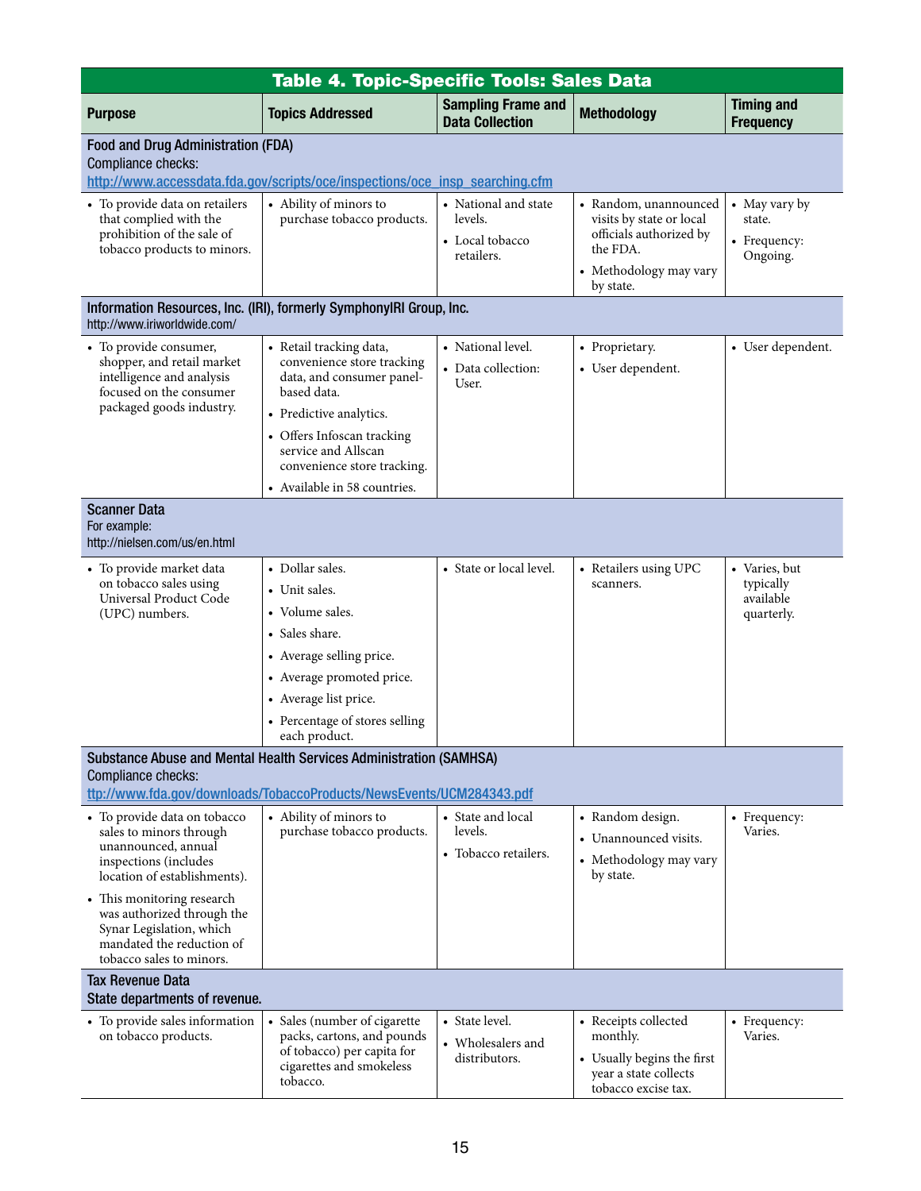## Table 4. Topic-Specific Tools: Sales Data

| Purpose | Topics Addressed | Sampling Frame and Data Collection | Methodology | Timing and Frequency |
|---|---|---|---|---|
| **Food and Drug Administration (FDA)** Compliance checks: http://www.accessdata.fda.gov/scripts/oce/inspections/oce_insp_searching.cfm | | | | |
| • To provide data on retailers that complied with the prohibition of the sale of tobacco products to minors. | • Ability of minors to purchase tobacco products. | • National and state levels. • Local tobacco retailers. | • Random, unannounced visits by state or local officials authorized by the FDA. • Methodology may vary by state. | • May vary by state. • Frequency: Ongoing. |
| **Information Resources, Inc. (IRI), formerly SymphonyIRI Group, Inc.** http://www.iriworldwide.com/ | | | | |
| • To provide consumer, shopper, and retail market intelligence and analysis focused on the consumer packaged goods industry. | • Retail tracking data, convenience store tracking data, and consumer panel-based data. • Predictive analytics. • Offers Infoscan tracking service and Allscan convenience store tracking. • Available in 58 countries. | • National level. • Data collection: User. | • Proprietary. • User dependent. | • User dependent. |
| **Scanner Data** For example: http://nielsen.com/us/en.html | | | | |
| • To provide market data on tobacco sales using Universal Product Code (UPC) numbers. | • Dollar sales. • Unit sales. • Volume sales. • Sales share. • Average selling price. • Average promoted price. • Average list price. • Percentage of stores selling each product. | • State or local level. | • Retailers using UPC scanners. | • Varies, but typically available quarterly. |
| **Substance Abuse and Mental Health Services Administration (SAMHSA)** Compliance checks: ttp://www.fda.gov/downloads/TobaccoProducts/NewsEvents/UCM284343.pdf | | | | |
| • To provide data on tobacco sales to minors through unannounced, annual inspections (includes location of establishments). • This monitoring research was authorized through the Synar Legislation, which mandated the reduction of tobacco sales to minors. | • Ability of minors to purchase tobacco products. | • State and local levels. • Tobacco retailers. | • Random design. • Unannounced visits. • Methodology may vary by state. | • Frequency: Varies. |
| **Tax Revenue Data** State departments of revenue. | | | | |
| • To provide sales information on tobacco products. | • Sales (number of cigarette packs, cartons, and pounds of tobacco) per capita for cigarettes and smokeless tobacco. | • State level. • Wholesalers and distributors. | • Receipts collected monthly. • Usually begins the first year a state collects tobacco excise tax. | • Frequency: Varies. |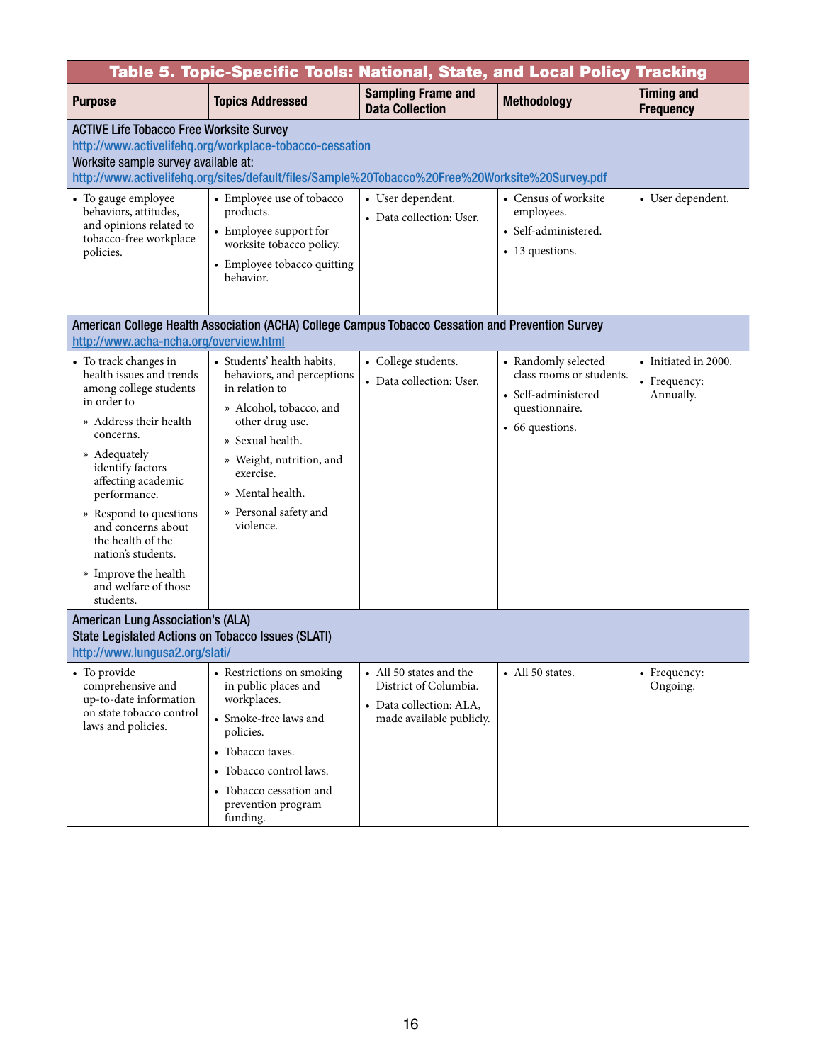## Table 5. Topic-Specific Tools: National, State, and Local Policy Tracking

| Purpose | Topics Addressed | Sampling Frame and Data Collection | Methodology | Timing and Frequency |
|---|---|---|---|---|
| **ACTIVE Life Tobacco Free Worksite Survey** http://www.activelifehq.org/workplace-tobacco-cessation Worksite sample survey available at: http://www.activelifehq.org/sites/default/files/Sample%20Tobacco%20Free%20Worksite%20Survey.pdf | | | | |
| • To gauge employee behaviors, attitudes, and opinions related to tobacco-free workplace policies. | • Employee use of tobacco products.<br>• Employee support for worksite tobacco policy.<br>• Employee tobacco quitting behavior. | • User dependent.<br>• Data collection: User. | • Census of worksite employees.<br>• Self-administered.<br>• 13 questions. | • User dependent. |
| **American College Health Association (ACHA) College Campus Tobacco Cessation and Prevention Survey** http://www.acha-ncha.org/overview.html | | | | |
| • To track changes in health issues and trends among college students in order to<br>» Address their health concerns.<br>» Adequately identify factors affecting academic performance.<br>» Respond to questions and concerns about the health of the nation's students.<br>» Improve the health and welfare of those students. | • Students' health habits, behaviors, and perceptions in relation to<br>» Alcohol, tobacco, and other drug use.<br>» Sexual health.<br>» Weight, nutrition, and exercise.<br>» Mental health.<br>» Personal safety and violence. | • College students.<br>• Data collection: User. | • Randomly selected class rooms or students.<br>• Self-administered questionnaire.<br>• 66 questions. | • Initiated in 2000.<br>• Frequency: Annually. |
| **American Lung Association's (ALA) State Legislated Actions on Tobacco Issues (SLATI)** http://www.lungusa2.org/slati/ | | | | |
| • To provide comprehensive and up-to-date information on state tobacco control laws and policies. | • Restrictions on smoking in public places and workplaces.<br>• Smoke-free laws and policies.<br>• Tobacco taxes.<br>• Tobacco control laws.<br>• Tobacco cessation and prevention program funding. | • All 50 states and the District of Columbia.<br>• Data collection: ALA, made available publicly. | • All 50 states. | • Frequency: Ongoing. |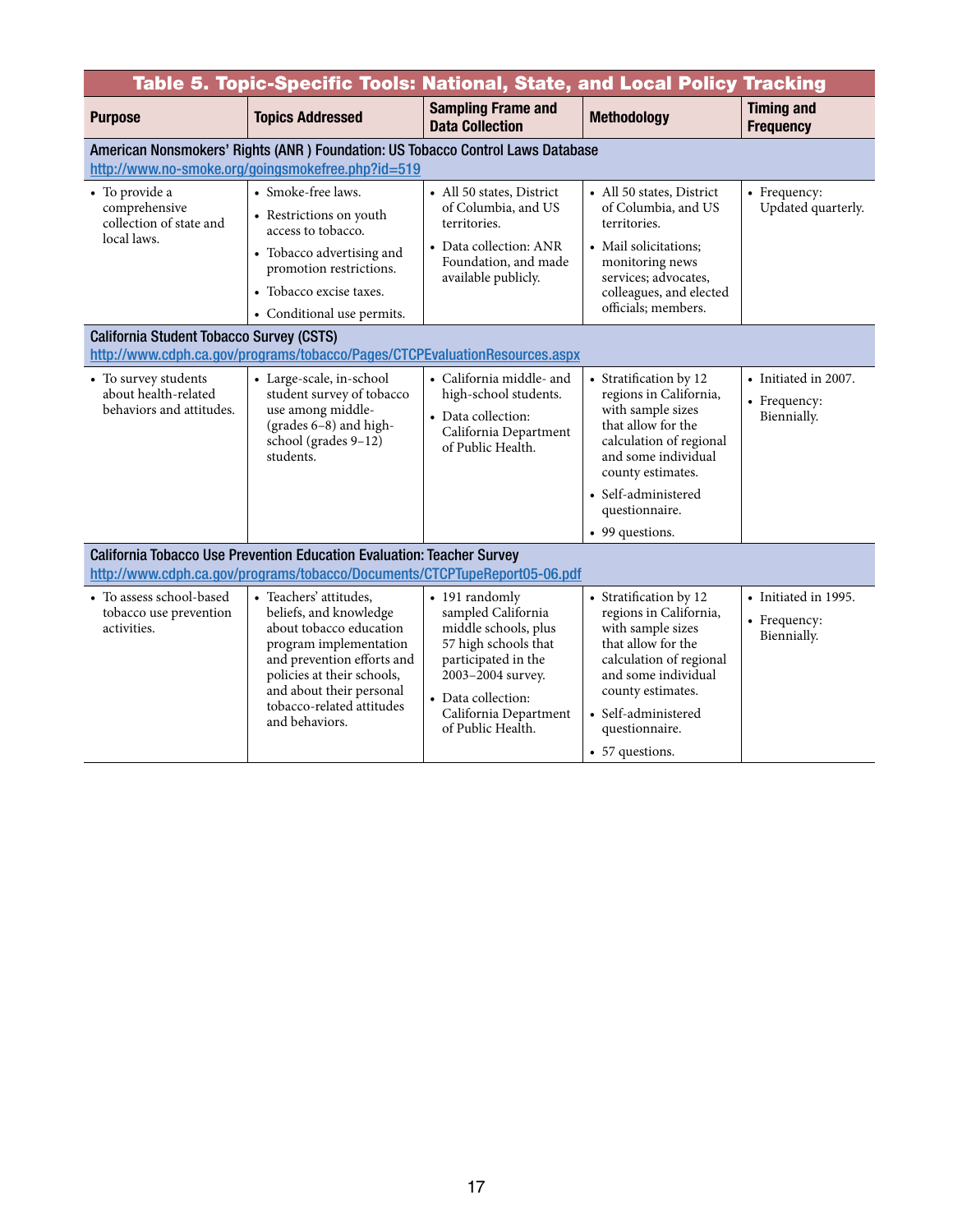## Table 5. Topic-Specific Tools: National, State, and Local Policy Tracking

| Purpose | Topics Addressed | Sampling Frame and Data Collection | Methodology | Timing and Frequency |
|---|---|---|---|---|
| **American Nonsmokers' Rights (ANR ) Foundation: US Tobacco Control Laws Database** http://www.no-smoke.org/goingsmokefree.php?id=519 | | | | |
| • To provide a comprehensive collection of state and local laws. | • Smoke-free laws.<br>• Restrictions on youth access to tobacco.<br>• Tobacco advertising and promotion restrictions.<br>• Tobacco excise taxes.<br>• Conditional use permits. | • All 50 states, District of Columbia, and US territories.<br>• Data collection: ANR Foundation, and made available publicly. | • All 50 states, District of Columbia, and US territories.<br>• Mail solicitations; monitoring news services; advocates, colleagues, and elected officials; members. | • Frequency: Updated quarterly. |
| **California Student Tobacco Survey (CSTS)** http://www.cdph.ca.gov/programs/tobacco/Pages/CTCPEvaluationResources.aspx | | | | |
| • To survey students about health-related behaviors and attitudes. | • Large-scale, in-school student survey of tobacco use among middle- (grades 6–8) and high-school (grades 9–12) students. | • California middle- and high-school students.<br>• Data collection: California Department of Public Health. | • Stratification by 12 regions in California, with sample sizes that allow for the calculation of regional and some individual county estimates.<br>• Self-administered questionnaire.<br>• 99 questions. | • Initiated in 2007.<br>• Frequency: Biennially. |
| **California Tobacco Use Prevention Education Evaluation: Teacher Survey** http://www.cdph.ca.gov/programs/tobacco/Documents/CTCPTupeReport05-06.pdf | | | | |
| • To assess school-based tobacco use prevention activities. | • Teachers' attitudes, beliefs, and knowledge about tobacco education program implementation and prevention efforts and policies at their schools, and about their personal tobacco-related attitudes and behaviors. | • 191 randomly sampled California middle schools, plus 57 high schools that participated in the 2003–2004 survey.<br>• Data collection: California Department of Public Health. | • Stratification by 12 regions in California, with sample sizes that allow for the calculation of regional and some individual county estimates.<br>• Self-administered questionnaire.<br>• 57 questions. | • Initiated in 1995.<br>• Frequency: Biennially. |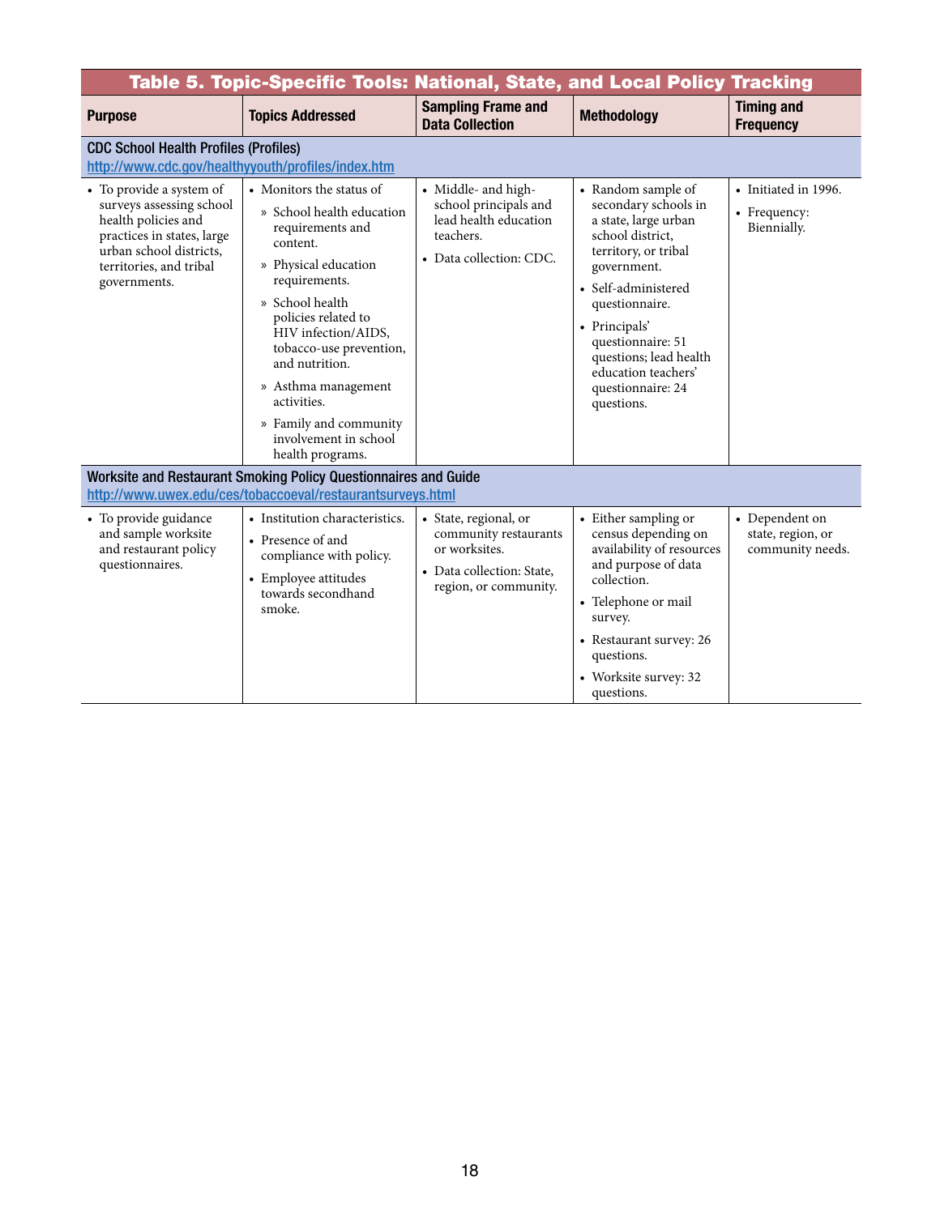## Table 5. Topic-Specific Tools: National, State, and Local Policy Tracking

| Purpose | Topics Addressed | Sampling Frame and Data Collection | Methodology | Timing and Frequency |
|---|---|---|---|---|
| **CDC School Health Profiles (Profiles)** http://www.cdc.gov/healthyyouth/profiles/index.htm | | | | |
| • To provide a system of surveys assessing school health policies and practices in states, large urban school districts, territories, and tribal governments. | • Monitors the status of<br>» School health education requirements and content.<br>» Physical education requirements.<br>» School health policies related to HIV infection/AIDS, tobacco-use prevention, and nutrition.<br>» Asthma management activities.<br>» Family and community involvement in school health programs. | • Middle- and high-school principals and lead health education teachers.<br>• Data collection: CDC. | • Random sample of secondary schools in a state, large urban school district, territory, or tribal government.<br>• Self-administered questionnaire.<br>• Principals' questionnaire: 51 questions; lead health education teachers' questionnaire: 24 questions. | • Initiated in 1996.<br>• Frequency: Biennially. |
| **Worksite and Restaurant Smoking Policy Questionnaires and Guide** http://www.uwex.edu/ces/tobaccoeval/restaurantsurveys.html | | | | |
| • To provide guidance and sample worksite and restaurant policy questionnaires. | • Institution characteristics.<br>• Presence of and compliance with policy.<br>• Employee attitudes towards secondhand smoke. | • State, regional, or community restaurants or worksites.<br>• Data collection: State, region, or community. | • Either sampling or census depending on availability of resources and purpose of data collection.<br>• Telephone or mail survey.<br>• Restaurant survey: 26 questions.<br>• Worksite survey: 32 questions. | • Dependent on state, region, or community needs. |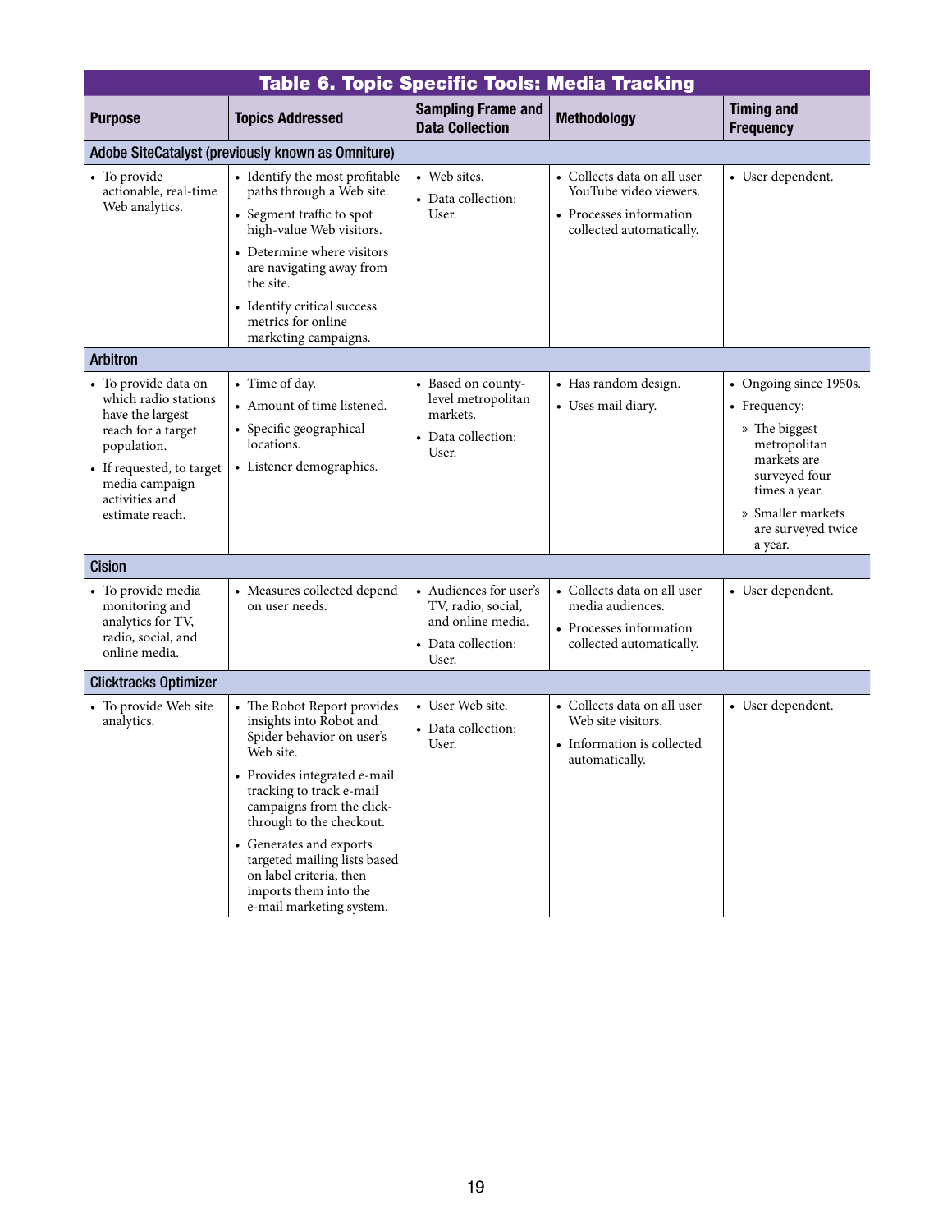**Table 6. Topic Specific Tools: Media Tracking**

| Purpose | Topics Addressed | Sampling Frame and Data Collection | Methodology | Timing and Frequency |
|---|---|---|---|---|
| **Adobe SiteCatalyst (previously known as Omniture)** | | | | |
| • To provide actionable, real-time Web analytics. | • Identify the most profitable paths through a Web site.<br>• Segment traffic to spot high-value Web visitors.<br>• Determine where visitors are navigating away from the site.<br>• Identify critical success metrics for online marketing campaigns. | • Web sites.<br>• Data collection: User. | • Collects data on all user YouTube video viewers.<br>• Processes information collected automatically. | • User dependent. |
| **Arbitron** | | | | |
| • To provide data on which radio stations have the largest reach for a target population.<br>• If requested, to target media campaign activities and estimate reach. | • Time of day.<br>• Amount of time listened.<br>• Specific geographical locations.<br>• Listener demographics. | • Based on county-level metropolitan markets.<br>• Data collection: User. | • Has random design.<br>• Uses mail diary. | • Ongoing since 1950s.<br>• Frequency:<br>» The biggest metropolitan markets are surveyed four times a year.<br>» Smaller markets are surveyed twice a year. |
| **Cision** | | | | |
| • To provide media monitoring and analytics for TV, radio, social, and online media. | • Measures collected depend on user needs. | • Audiences for user's TV, radio, social, and online media.<br>• Data collection: User. | • Collects data on all user media audiences.<br>• Processes information collected automatically. | • User dependent. |
| **Clicktracks Optimizer** | | | | |
| • To provide Web site analytics. | • The Robot Report provides insights into Robot and Spider behavior on user's Web site.<br>• Provides integrated e-mail tracking to track e-mail campaigns from the click-through to the checkout.<br>• Generates and exports targeted mailing lists based on label criteria, then imports them into the e-mail marketing system. | • User Web site.<br>• Data collection: User. | • Collects data on all user Web site visitors.<br>• Information is collected automatically. | • User dependent. |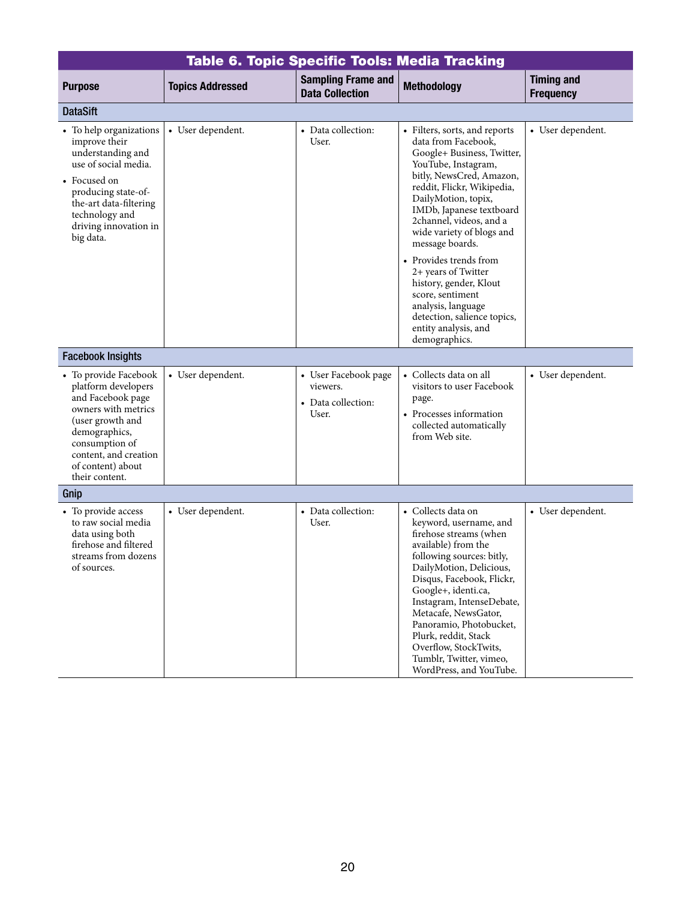**Table 6. Topic Specific Tools: Media Tracking**

| Purpose | Topics Addressed | Sampling Frame and Data Collection | Methodology | Timing and Frequency |
| --- | --- | --- | --- | --- |
| **DataSift** | | | | |
| • To help organizations improve their understanding and use of social media.<br>• Focused on producing state-of-the-art data-filtering technology and driving innovation in big data. | • User dependent. | • Data collection: User. | • Filters, sorts, and reports data from Facebook, Google+ Business, Twitter, YouTube, Instagram, bitly, NewsCred, Amazon, reddit, Flickr, Wikipedia, DailyMotion, topix, IMDb, Japanese textboard 2channel, videos, and a wide variety of blogs and message boards.<br>• Provides trends from 2+ years of Twitter history, gender, Klout score, sentiment analysis, language detection, salience topics, entity analysis, and demographics. | • User dependent. |
| **Facebook Insights** | | | | |
| • To provide Facebook platform developers and Facebook page owners with metrics (user growth and demographics, consumption of content, and creation of content) about their content. | • User dependent. | • User Facebook page viewers.<br>• Data collection: User. | • Collects data on all visitors to user Facebook page.<br>• Processes information collected automatically from Web site. | • User dependent. |
| **Gnip** | | | | |
| • To provide access to raw social media data using both firehose and filtered streams from dozens of sources. | • User dependent. | • Data collection: User. | • Collects data on keyword, username, and firehose streams (when available) from the following sources: bitly, DailyMotion, Delicious, Disqus, Facebook, Flickr, Google+, identi.ca, Instagram, IntenseDebate, Metacafe, NewsGator, Panoramio, Photobucket, Plurk, reddit, Stack Overflow, StockTwits, Tumblr, Twitter, vimeo, WordPress, and YouTube. | • User dependent. |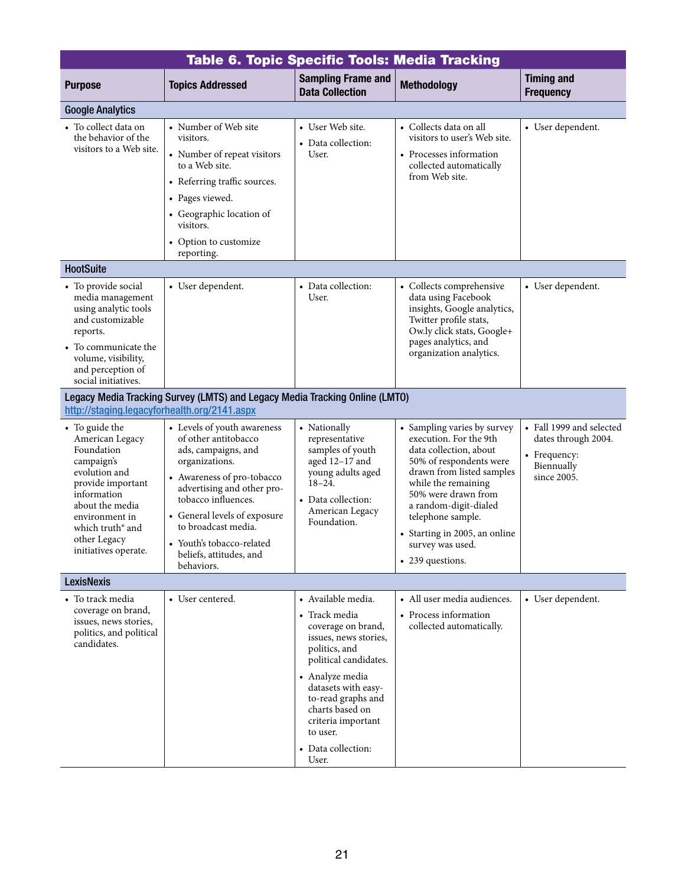## Table 6. Topic Specific Tools: Media Tracking

| Purpose | Topics Addressed | Sampling Frame and Data Collection | Methodology | Timing and Frequency |
|---|---|---|---|---|
| **Google Analytics** | | | | |
| • To collect data on the behavior of the visitors to a Web site. | • Number of Web site visitors.<br>• Number of repeat visitors to a Web site.<br>• Referring traffic sources.<br>• Pages viewed.<br>• Geographic location of visitors.<br>• Option to customize reporting. | • User Web site.<br>• Data collection: User. | • Collects data on all visitors to user's Web site.<br>• Processes information collected automatically from Web site. | • User dependent. |
| **HootSuite** | | | | |
| • To provide social media management using analytic tools and customizable reports.<br>• To communicate the volume, visibility, and perception of social initiatives. | • User dependent. | • Data collection: User. | • Collects comprehensive data using Facebook insights, Google analytics, Twitter profile stats, Ow.ly click stats, Google+ pages analytics, and organization analytics. | • User dependent. |
| **Legacy Media Tracking Survey (LMTS) and Legacy Media Tracking Online (LMTO)** [http://staging.legacyforhealth.org/2141.aspx](http://staging.legacyforhealth.org/2141.aspx) | | | | |
| • To guide the American Legacy Foundation campaign's evolution and provide important information about the media environment in which truth® and other Legacy initiatives operate. | • Levels of youth awareness of other antitobacco ads, campaigns, and organizations.<br>• Awareness of pro-tobacco advertising and other pro-tobacco influences.<br>• General levels of exposure to broadcast media.<br>• Youth's tobacco-related beliefs, attitudes, and behaviors. | • Nationally representative samples of youth aged 12–17 and young adults aged 18–24.<br>• Data collection: American Legacy Foundation. | • Sampling varies by survey execution. For the 9th data collection, about 50% of respondents were drawn from listed samples while the remaining 50% were drawn from a random-digit-dialed telephone sample.<br>• Starting in 2005, an online survey was used.<br>• 239 questions. | • Fall 1999 and selected dates through 2004.<br>• Frequency: Biennually since 2005. |
| **LexisNexis** | | | | |
| • To track media coverage on brand, issues, news stories, politics, and political candidates. | • User centered. | • Available media.<br>• Track media coverage on brand, issues, news stories, politics, and political candidates.<br>• Analyze media datasets with easy-to-read graphs and charts based on criteria important to user.<br>• Data collection: User. | • All user media audiences.<br>• Process information collected automatically. | • User dependent. |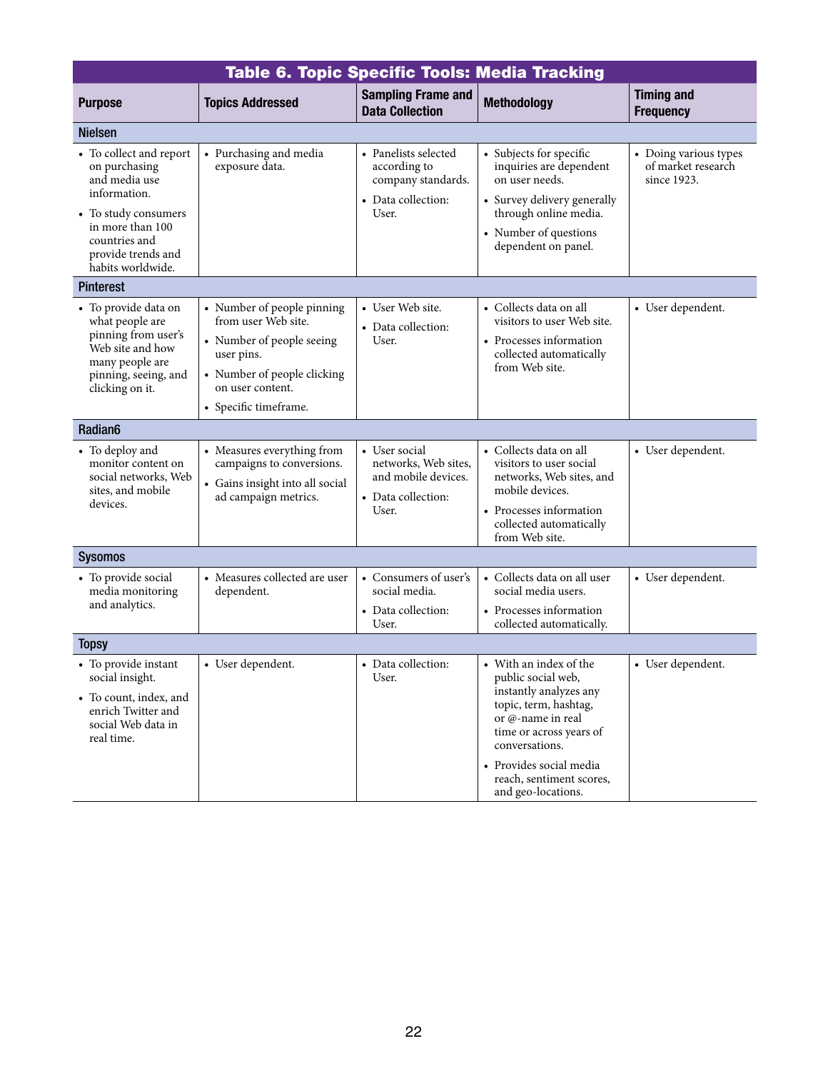**Table 6. Topic Specific Tools: Media Tracking**

| Purpose | Topics Addressed | Sampling Frame and Data Collection | Methodology | Timing and Frequency |
|---|---|---|---|---|
| **Nielsen** | | | | |
| • To collect and report on purchasing and media use information.<br>• To study consumers in more than 100 countries and provide trends and habits worldwide. | • Purchasing and media exposure data. | • Panelists selected according to company standards.<br>• Data collection: User. | • Subjects for specific inquiries are dependent on user needs.<br>• Survey delivery generally through online media.<br>• Number of questions dependent on panel. | • Doing various types of market research since 1923. |
| **Pinterest** | | | | |
| • To provide data on what people are pinning from user's Web site and how many people are pinning, seeing, and clicking on it. | • Number of people pinning from user Web site.<br>• Number of people seeing user pins.<br>• Number of people clicking on user content.<br>• Specific timeframe. | • User Web site.<br>• Data collection: User. | • Collects data on all visitors to user Web site.<br>• Processes information collected automatically from Web site. | • User dependent. |
| **Radian6** | | | | |
| • To deploy and monitor content on social networks, Web sites, and mobile devices. | • Measures everything from campaigns to conversions.<br>• Gains insight into all social ad campaign metrics. | • User social networks, Web sites, and mobile devices.<br>• Data collection: User. | • Collects data on all visitors to user social networks, Web sites, and mobile devices.<br>• Processes information collected automatically from Web site. | • User dependent. |
| **Sysomos** | | | | |
| • To provide social media monitoring and analytics. | • Measures collected are user dependent. | • Consumers of user's social media.<br>• Data collection: User. | • Collects data on all user social media users.<br>• Processes information collected automatically. | • User dependent. |
| **Topsy** | | | | |
| • To provide instant social insight.<br>• To count, index, and enrich Twitter and social Web data in real time. | • User dependent. | • Data collection: User. | • With an index of the public social web, instantly analyzes any topic, term, hashtag, or @-name in real time or across years of conversations.<br>• Provides social media reach, sentiment scores, and geo-locations. | • User dependent. |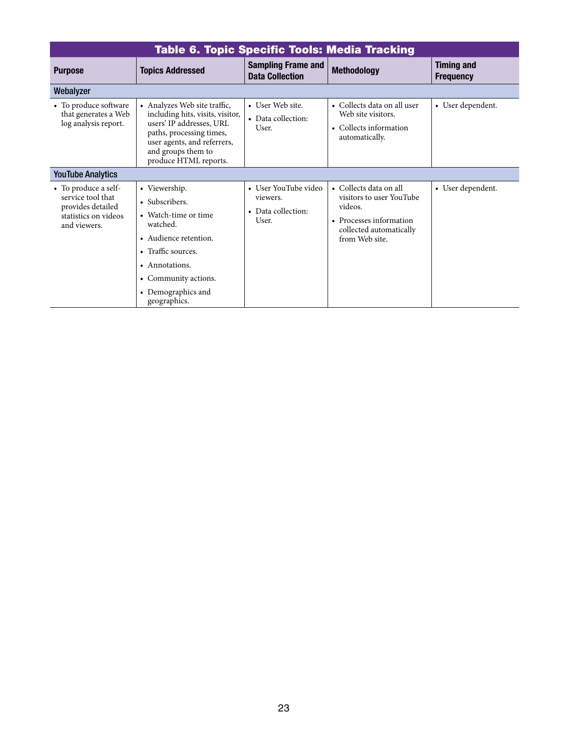## Table 6. Topic Specific Tools: Media Tracking

| Purpose | Topics Addressed | Sampling Frame and Data Collection | Methodology | Timing and Frequency |
|---|---|---|---|---|
| **Webalyzer** | | | | |
| • To produce software that generates a Web log analysis report. | • Analyzes Web site traffic, including hits, visits, visitor, users' IP addresses, URL paths, processing times, user agents, and referrers, and groups them to produce HTML reports. | • User Web site.<br>• Data collection: User. | • Collects data on all user Web site visitors.<br>• Collects information automatically. | • User dependent. |
| **YouTube Analytics** | | | | |
| • To produce a self-service tool that provides detailed statistics on videos and viewers. | • Viewership.<br>• Subscribers.<br>• Watch-time or time watched.<br>• Audience retention.<br>• Traffic sources.<br>• Annotations.<br>• Community actions.<br>• Demographics and geographics. | • User YouTube video viewers.<br>• Data collection: User. | • Collects data on all visitors to user YouTube videos.<br>• Processes information collected automatically from Web site. | • User dependent. |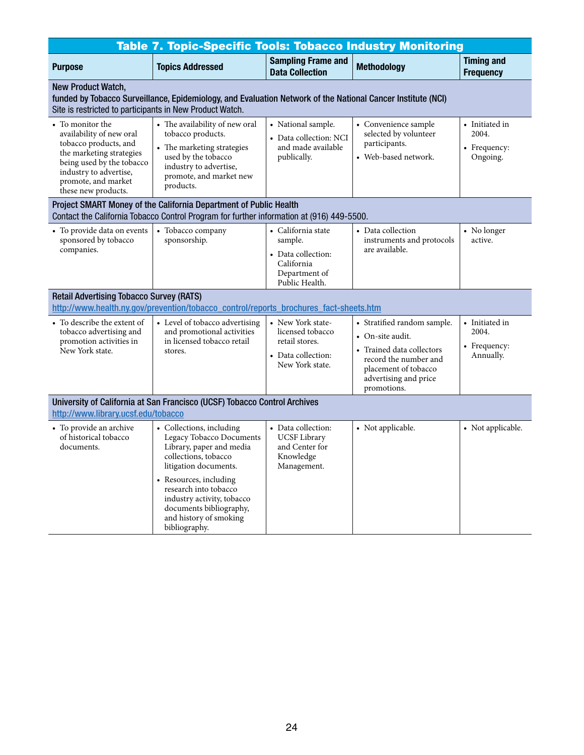## Table 7. Topic-Specific Tools: Tobacco Industry Monitoring

| Purpose | Topics Addressed | Sampling Frame and Data Collection | Methodology | Timing and Frequency |
|---|---|---|---|---|
| **New Product Watch, funded by Tobacco Surveillance, Epidemiology, and Evaluation Network of the National Cancer Institute (NCI)** Site is restricted to participants in New Product Watch. | | | | |
| • To monitor the availability of new oral tobacco products, and the marketing strategies being used by the tobacco industry to advertise, promote, and market these new products. | • The availability of new oral tobacco products. • The marketing strategies used by the tobacco industry to advertise, promote, and market new products. | • National sample. • Data collection: NCI and made available publically. | • Convenience sample selected by volunteer participants. • Web-based network. | • Initiated in 2004. • Frequency: Ongoing. |
| **Project SMART Money of the California Department of Public Health** Contact the California Tobacco Control Program for further information at (916) 449-5500. | | | | |
| • To provide data on events sponsored by tobacco companies. | • Tobacco company sponsorship. | • California state sample. • Data collection: California Department of Public Health. | • Data collection instruments and protocols are available. | • No longer active. |
| **Retail Advertising Tobacco Survey (RATS)** http://www.health.ny.gov/prevention/tobacco_control/reports_brochures_fact-sheets.htm | | | | |
| • To describe the extent of tobacco advertising and promotion activities in New York state. | • Level of tobacco advertising and promotional activities in licensed tobacco retail stores. | • New York state-licensed tobacco retail stores. • Data collection: New York state. | • Stratified random sample. • On-site audit. • Trained data collectors record the number and placement of tobacco advertising and price promotions. | • Initiated in 2004. • Frequency: Annually. |
| **University of California at San Francisco (UCSF) Tobacco Control Archives** http://www.library.ucsf.edu/tobacco | | | | |
| • To provide an archive of historical tobacco documents. | • Collections, including Legacy Tobacco Documents Library, paper and media collections, tobacco litigation documents. • Resources, including research into tobacco industry activity, tobacco documents bibliography, and history of smoking bibliography. | • Data collection: UCSF Library and Center for Knowledge Management. | • Not applicable. | • Not applicable. |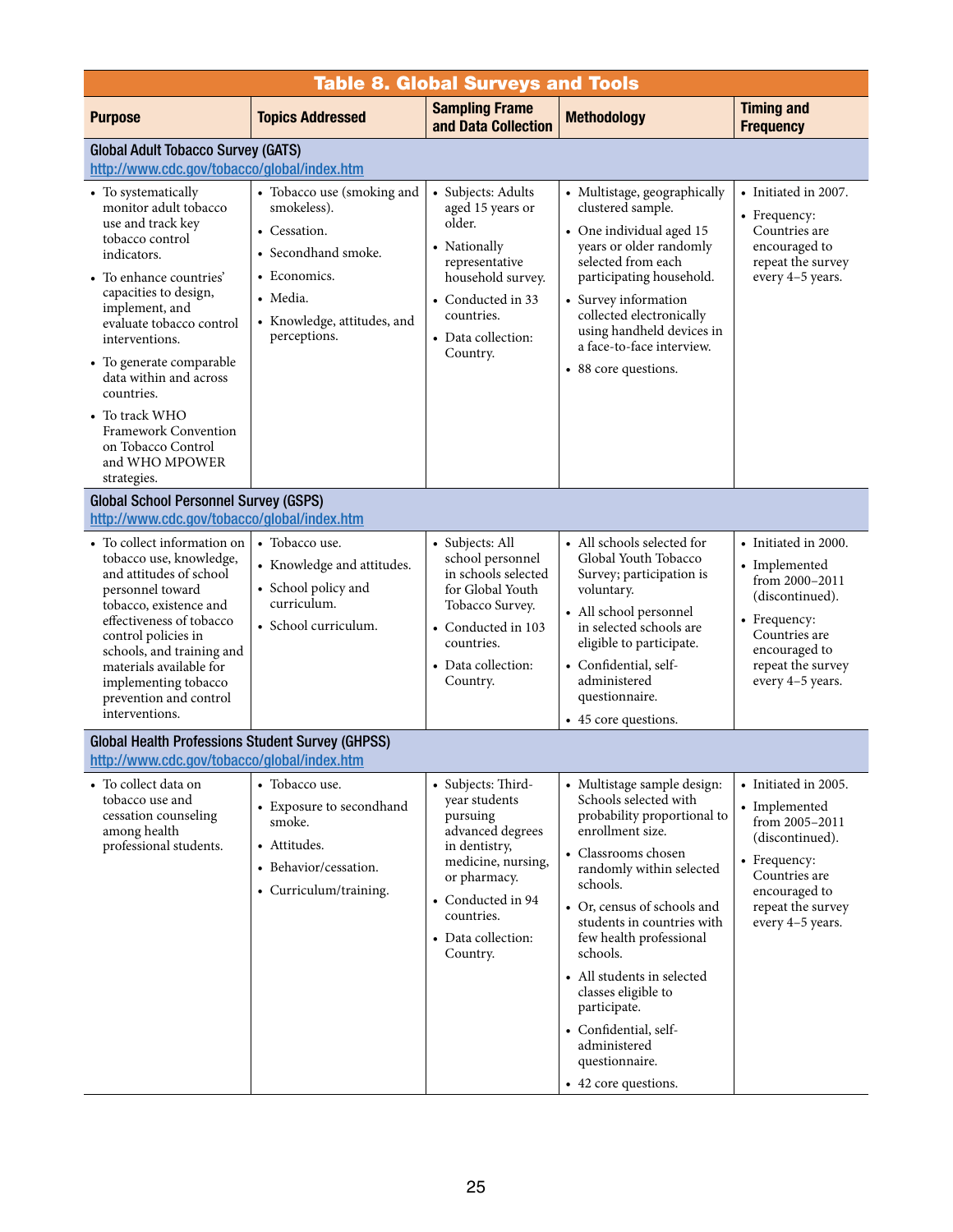**Table 8. Global Surveys and Tools**

| Purpose | Topics Addressed | Sampling Frame and Data Collection | Methodology | Timing and Frequency |
|---|---|---|---|---|
| **Global Adult Tobacco Survey (GATS)** http://www.cdc.gov/tobacco/global/index.htm | | | | |
| • To systematically monitor adult tobacco use and track key tobacco control indicators.<br>• To enhance countries' capacities to design, implement, and evaluate tobacco control interventions.<br>• To generate comparable data within and across countries.<br>• To track WHO Framework Convention on Tobacco Control and WHO MPOWER strategies. | • Tobacco use (smoking and smokeless).<br>• Cessation.<br>• Secondhand smoke.<br>• Economics.<br>• Media.<br>• Knowledge, attitudes, and perceptions. | • Subjects: Adults aged 15 years or older.<br>• Nationally representative household survey.<br>• Conducted in 33 countries.<br>• Data collection: Country. | • Multistage, geographically clustered sample.<br>• One individual aged 15 years or older randomly selected from each participating household.<br>• Survey information collected electronically using handheld devices in a face-to-face interview.<br>• 88 core questions. | • Initiated in 2007.<br>• Frequency: Countries are encouraged to repeat the survey every 4–5 years. |
| **Global School Personnel Survey (GSPS)** http://www.cdc.gov/tobacco/global/index.htm | | | | |
| • To collect information on tobacco use, knowledge, and attitudes of school personnel toward tobacco, existence and effectiveness of tobacco control policies in schools, and training and materials available for implementing tobacco prevention and control interventions. | • Tobacco use.<br>• Knowledge and attitudes.<br>• School policy and curriculum.<br>• School curriculum. | • Subjects: All school personnel in schools selected for Global Youth Tobacco Survey.<br>• Conducted in 103 countries.<br>• Data collection: Country. | • All schools selected for Global Youth Tobacco Survey; participation is voluntary.<br>• All school personnel in selected schools are eligible to participate.<br>• Confidential, self-administered questionnaire.<br>• 45 core questions. | • Initiated in 2000.<br>• Implemented from 2000–2011 (discontinued).<br>• Frequency: Countries are encouraged to repeat the survey every 4–5 years. |
| **Global Health Professions Student Survey (GHPSS)** http://www.cdc.gov/tobacco/global/index.htm | | | | |
| • To collect data on tobacco use and cessation counseling among health professional students. | • Tobacco use.<br>• Exposure to secondhand smoke.<br>• Attitudes.<br>• Behavior/cessation.<br>• Curriculum/training. | • Subjects: Third-year students pursuing advanced degrees in dentistry, medicine, nursing, or pharmacy.<br>• Conducted in 94 countries.<br>• Data collection: Country. | • Multistage sample design: Schools selected with probability proportional to enrollment size.<br>• Classrooms chosen randomly within selected schools.<br>• Or, census of schools and students in countries with few health professional schools.<br>• All students in selected classes eligible to participate.<br>• Confidential, self-administered questionnaire.<br>• 42 core questions. | • Initiated in 2005.<br>• Implemented from 2005–2011 (discontinued).<br>• Frequency: Countries are encouraged to repeat the survey every 4–5 years. |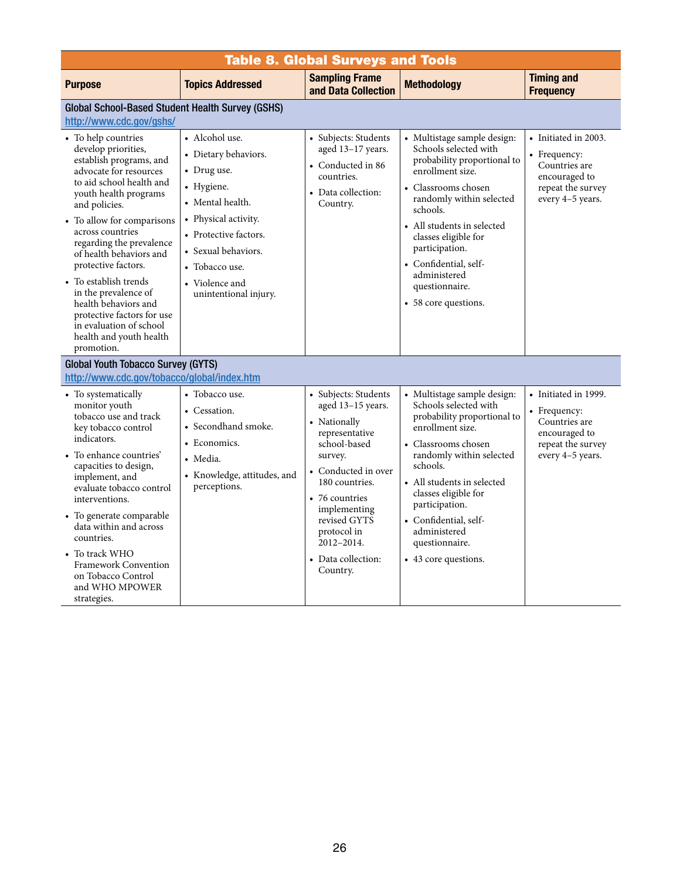**Table 8. Global Surveys and Tools**

| Purpose | Topics Addressed | Sampling Frame and Data Collection | Methodology | Timing and Frequency |
|---|---|---|---|---|
| **Global School-Based Student Health Survey (GSHS)** http://www.cdc.gov/gshs/ | | | | |
| • To help countries develop priorities, establish programs, and advocate for resources to aid school health and youth health programs and policies.<br>• To allow for comparisons across countries regarding the prevalence of health behaviors and protective factors.<br>• To establish trends in the prevalence of health behaviors and protective factors for use in evaluation of school health and youth health promotion. | • Alcohol use.<br>• Dietary behaviors.<br>• Drug use.<br>• Hygiene.<br>• Mental health.<br>• Physical activity.<br>• Protective factors.<br>• Sexual behaviors.<br>• Tobacco use.<br>• Violence and unintentional injury. | • Subjects: Students aged 13–17 years.<br>• Conducted in 86 countries.<br>• Data collection: Country. | • Multistage sample design: Schools selected with probability proportional to enrollment size.<br>• Classrooms chosen randomly within selected schools.<br>• All students in selected classes eligible for participation.<br>• Confidential, self-administered questionnaire.<br>• 58 core questions. | • Initiated in 2003.<br>• Frequency: Countries are encouraged to repeat the survey every 4–5 years. |
| **Global Youth Tobacco Survey (GYTS)** http://www.cdc.gov/tobacco/global/index.htm | | | | |
| • To systematically monitor youth tobacco use and track key tobacco control indicators.<br>• To enhance countries' capacities to design, implement, and evaluate tobacco control interventions.<br>• To generate comparable data within and across countries.<br>• To track WHO Framework Convention on Tobacco Control and WHO MPOWER strategies. | • Tobacco use.<br>• Cessation.<br>• Secondhand smoke.<br>• Economics.<br>• Media.<br>• Knowledge, attitudes, and perceptions. | • Subjects: Students aged 13–15 years.<br>• Nationally representative school-based survey.<br>• Conducted in over 180 countries.<br>• 76 countries implementing revised GYTS protocol in 2012–2014.<br>• Data collection: Country. | • Multistage sample design: Schools selected with probability proportional to enrollment size.<br>• Classrooms chosen randomly within selected schools.<br>• All students in selected classes eligible for participation.<br>• Confidential, self-administered questionnaire.<br>• 43 core questions. | • Initiated in 1999.<br>• Frequency: Countries are encouraged to repeat the survey every 4–5 years. |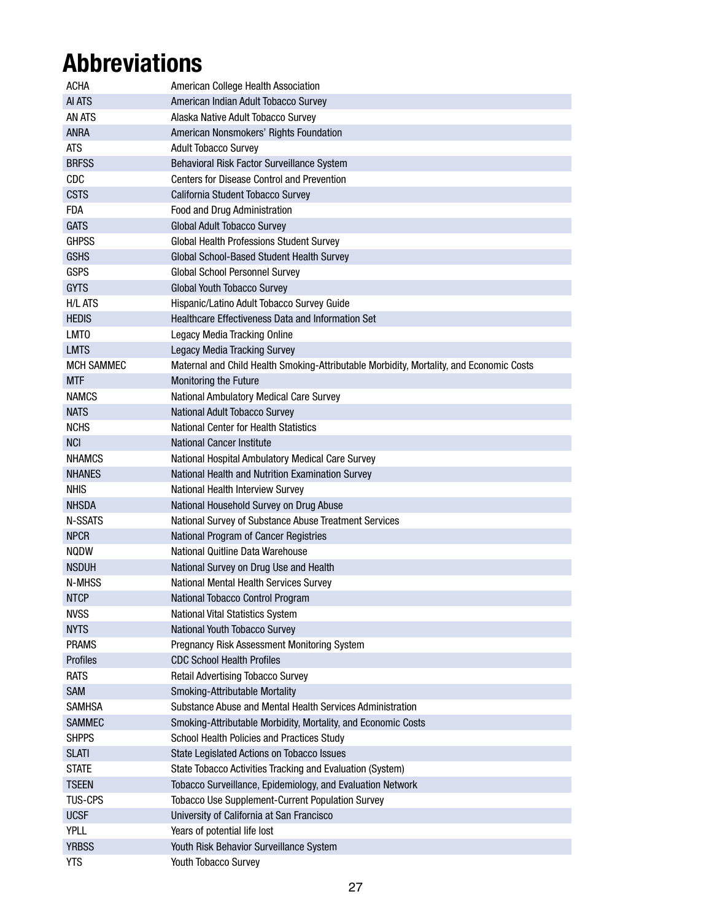# Abbreviations

| | |
|---|---|
| ACHA | American College Health Association |
| AI ATS | American Indian Adult Tobacco Survey |
| AN ATS | Alaska Native Adult Tobacco Survey |
| ANRA | American Nonsmokers' Rights Foundation |
| ATS | Adult Tobacco Survey |
| BRFSS | Behavioral Risk Factor Surveillance System |
| CDC | Centers for Disease Control and Prevention |
| CSTS | California Student Tobacco Survey |
| FDA | Food and Drug Administration |
| GATS | Global Adult Tobacco Survey |
| GHPSS | Global Health Professions Student Survey |
| GSHS | Global School-Based Student Health Survey |
| GSPS | Global School Personnel Survey |
| GYTS | Global Youth Tobacco Survey |
| H/L ATS | Hispanic/Latino Adult Tobacco Survey Guide |
| HEDIS | Healthcare Effectiveness Data and Information Set |
| LMTO | Legacy Media Tracking Online |
| LMTS | Legacy Media Tracking Survey |
| MCH SAMMEC | Maternal and Child Health Smoking-Attributable Morbidity, Mortality, and Economic Costs |
| MTF | Monitoring the Future |
| NAMCS | National Ambulatory Medical Care Survey |
| NATS | National Adult Tobacco Survey |
| NCHS | National Center for Health Statistics |
| NCI | National Cancer Institute |
| NHAMCS | National Hospital Ambulatory Medical Care Survey |
| NHANES | National Health and Nutrition Examination Survey |
| NHIS | National Health Interview Survey |
| NHSDA | National Household Survey on Drug Abuse |
| N-SSATS | National Survey of Substance Abuse Treatment Services |
| NPCR | National Program of Cancer Registries |
| NQDW | National Quitline Data Warehouse |
| NSDUH | National Survey on Drug Use and Health |
| N-MHSS | National Mental Health Services Survey |
| NTCP | National Tobacco Control Program |
| NVSS | National Vital Statistics System |
| NYTS | National Youth Tobacco Survey |
| PRAMS | Pregnancy Risk Assessment Monitoring System |
| Profiles | CDC School Health Profiles |
| RATS | Retail Advertising Tobacco Survey |
| SAM | Smoking-Attributable Mortality |
| SAMHSA | Substance Abuse and Mental Health Services Administration |
| SAMMEC | Smoking-Attributable Morbidity, Mortality, and Economic Costs |
| SHPPS | School Health Policies and Practices Study |
| SLATI | State Legislated Actions on Tobacco Issues |
| STATE | State Tobacco Activities Tracking and Evaluation (System) |
| TSEEN | Tobacco Surveillance, Epidemiology, and Evaluation Network |
| TUS-CPS | Tobacco Use Supplement-Current Population Survey |
| UCSF | University of California at San Francisco |
| YPLL | Years of potential life lost |
| YRBSS | Youth Risk Behavior Surveillance System |
| YTS | Youth Tobacco Survey |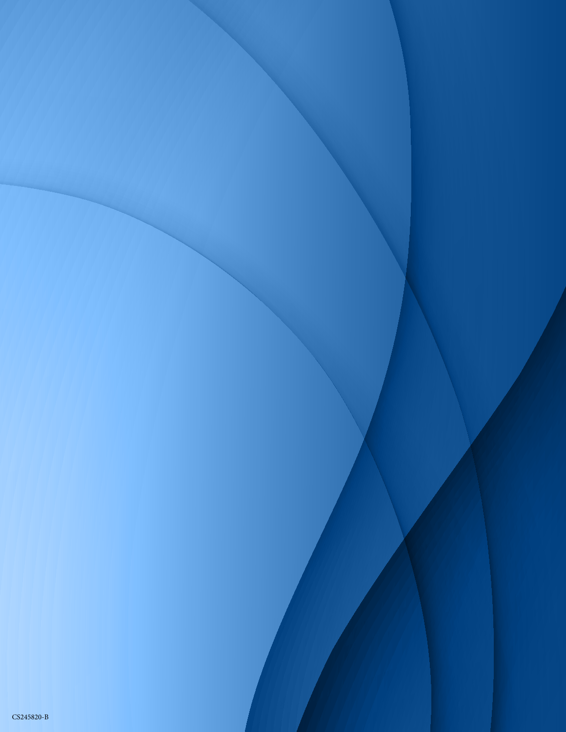CS245820-B